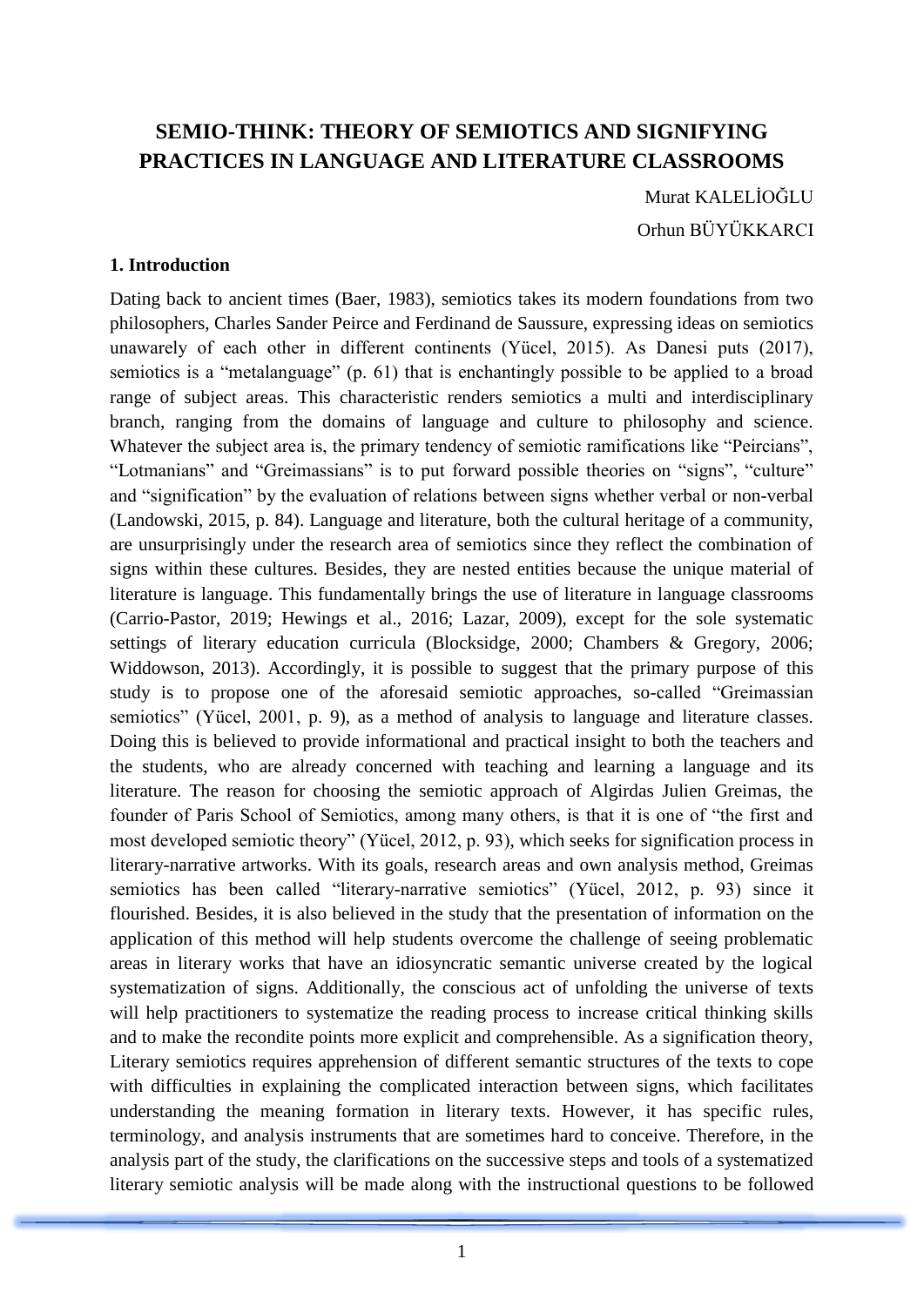# SEMIO-THINK: THEORY OF SEMIOTICS AND SIGNIFYING PRACTICES IN LANGUAGE AND LITERATURE CLASSROOMS

Murat KALELİOĞLU

Orhun BÜYÜKKARCI

## 1. Introduction

Dating back to ancient times (Baer, 1983), semiotics takes its modern foundations from two philosophers, Charles Sander Peirce and Ferdinand de Saussure, expressing ideas on semiotics unawarely of each other in different continents (Yücel, 2015). As Danesi puts (2017), semiotics is a "metalanguage" (p. 61) that is enchantingly possible to be applied to a broad range of subject areas. This characteristic renders semiotics a multi and interdisciplinary branch, ranging from the domains of language and culture to philosophy and science. Whatever the subject area is, the primary tendency of semiotic ramifications like "Peircians", "Lotmanians" and "Greimassians" is to put forward possible theories on "signs", "culture" and "signification" by the evaluation of relations between signs whether verbal or non-verbal (Landowski, 2015, p. 84). Language and literature, both the cultural heritage of a community, are unsurprisingly under the research area of semiotics since they reflect the combination of signs within these cultures. Besides, they are nested entities because the unique material of literature is language. This fundamentally brings the use of literature in language classrooms (Carrio-Pastor, 2019; Hewings et al., 2016; Lazar, 2009), except for the sole systematic settings of literary education curricula (Blocksidge, 2000; Chambers & Gregory, 2006; Widdowson, 2013). Accordingly, it is possible to suggest that the primary purpose of this study is to propose one of the aforesaid semiotic approaches, so-called "Greimassian semiotics" (Yücel, 2001, p. 9), as a method of analysis to language and literature classes. Doing this is believed to provide informational and practical insight to both the teachers and the students, who are already concerned with teaching and learning a language and its literature. The reason for choosing the semiotic approach of Algirdas Julien Greimas, the founder of Paris School of Semiotics, among many others, is that it is one of "the first and most developed semiotic theory" (Yücel, 2012, p. 93), which seeks for signification process in literary-narrative artworks. With its goals, research areas and own analysis method, Greimas semiotics has been called "literary-narrative semiotics" (Yücel, 2012, p. 93) since it flourished. Besides, it is also believed in the study that the presentation of information on the application of this method will help students overcome the challenge of seeing problematic areas in literary works that have an idiosyncratic semantic universe created by the logical systematization of signs. Additionally, the conscious act of unfolding the universe of texts will help practitioners to systematize the reading process to increase critical thinking skills and to make the recondite points more explicit and comprehensible. As a signification theory, Literary semiotics requires apprehension of different semantic structures of the texts to cope with difficulties in explaining the complicated interaction between signs, which facilitates understanding the meaning formation in literary texts. However, it has specific rules, terminology, and analysis instruments that are sometimes hard to conceive. Therefore, in the analysis part of the study, the clarifications on the successive steps and tools of a systematized literary semiotic analysis will be made along with the instructional questions to be followed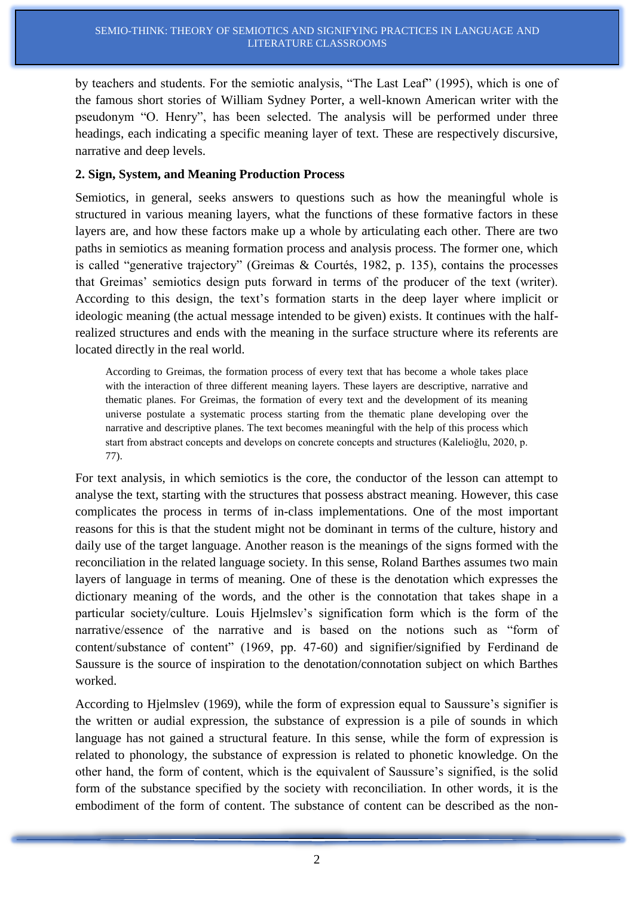by teachers and students. For the semiotic analysis, "The Last Leaf" (1995), which is one of the famous short stories of William Sydney Porter, a well-known American writer with the pseudonym "O. Henry", has been selected. The analysis will be performed under three headings, each indicating a specific meaning layer of text. These are respectively discursive, narrative and deep levels.

## 2. Sign, System, and Meaning Production Process

Semiotics, in general, seeks answers to questions such as how the meaningful whole is structured in various meaning layers, what the functions of these formative factors in these layers are, and how these factors make up a whole by articulating each other. There are two paths in semiotics as meaning formation process and analysis process. The former one, which is called "generative trajectory" (Greimas & Courtés, 1982, p. 135), contains the processes that Greimas' semiotics design puts forward in terms of the producer of the text (writer). According to this design, the text's formation starts in the deep layer where implicit or ideologic meaning (the actual message intended to be given) exists. It continues with the half-realized structures and ends with the meaning in the surface structure where its referents are located directly in the real world.

> According to Greimas, the formation process of every text that has become a whole takes place with the interaction of three different meaning layers. These layers are descriptive, narrative and thematic planes. For Greimas, the formation of every text and the development of its meaning universe postulate a systematic process starting from the thematic plane developing over the narrative and descriptive planes. The text becomes meaningful with the help of this process which start from abstract concepts and develops on concrete concepts and structures (Kalelioğlu, 2020, p. 77).

For text analysis, in which semiotics is the core, the conductor of the lesson can attempt to analyse the text, starting with the structures that possess abstract meaning. However, this case complicates the process in terms of in-class implementations. One of the most important reasons for this is that the student might not be dominant in terms of the culture, history and daily use of the target language. Another reason is the meanings of the signs formed with the reconciliation in the related language society. In this sense, Roland Barthes assumes two main layers of language in terms of meaning. One of these is the denotation which expresses the dictionary meaning of the words, and the other is the connotation that takes shape in a particular society/culture. Louis Hjelmslev's signification form which is the form of the narrative/essence of the narrative and is based on the notions such as "form of content/substance of content" (1969, pp. 47-60) and signifier/signified by Ferdinand de Saussure is the source of inspiration to the denotation/connotation subject on which Barthes worked.

According to Hjelmslev (1969), while the form of expression equal to Saussure's signifier is the written or audial expression, the substance of expression is a pile of sounds in which language has not gained a structural feature. In this sense, while the form of expression is related to phonology, the substance of expression is related to phonetic knowledge. On the other hand, the form of content, which is the equivalent of Saussure's signified, is the solid form of the substance specified by the society with reconciliation. In other words, it is the embodiment of the form of content. The substance of content can be described as the non-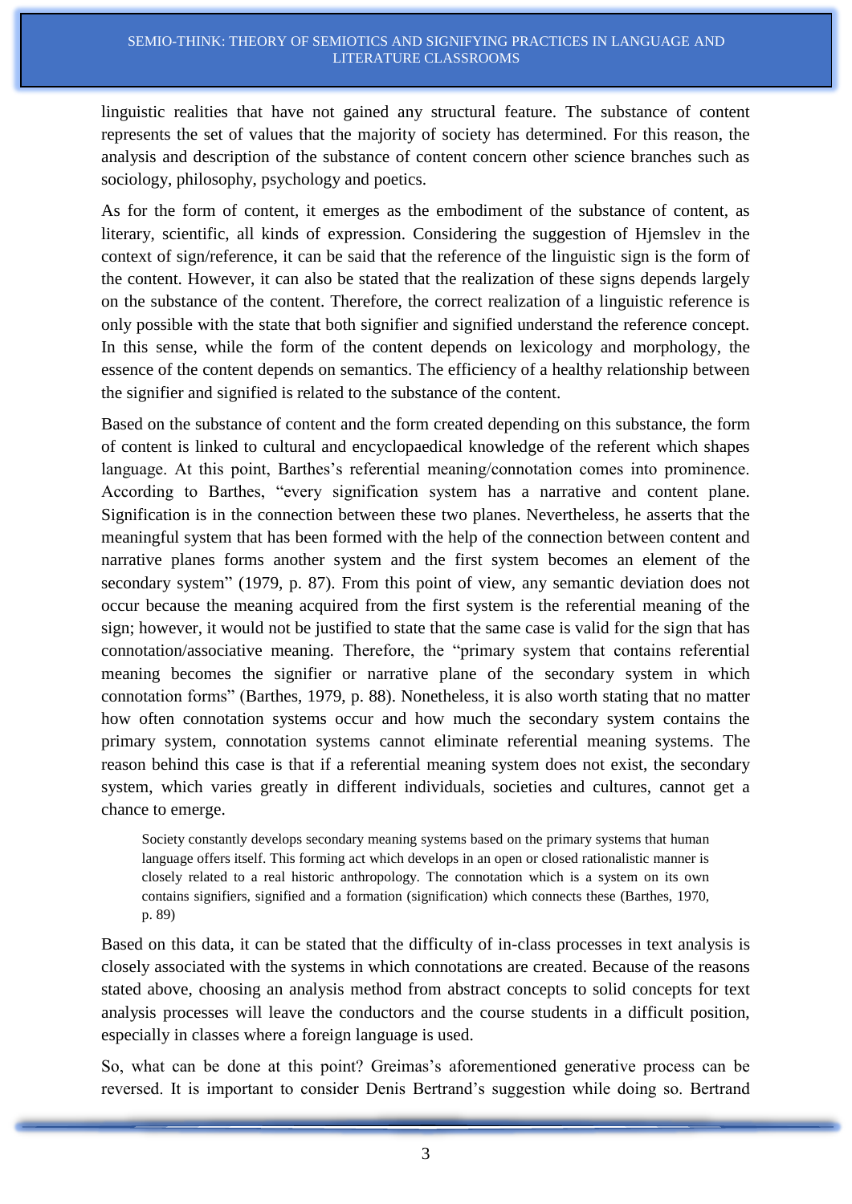linguistic realities that have not gained any structural feature. The substance of content represents the set of values that the majority of society has determined. For this reason, the analysis and description of the substance of content concern other science branches such as sociology, philosophy, psychology and poetics.

As for the form of content, it emerges as the embodiment of the substance of content, as literary, scientific, all kinds of expression. Considering the suggestion of Hjemslev in the context of sign/reference, it can be said that the reference of the linguistic sign is the form of the content. However, it can also be stated that the realization of these signs depends largely on the substance of the content. Therefore, the correct realization of a linguistic reference is only possible with the state that both signifier and signified understand the reference concept. In this sense, while the form of the content depends on lexicology and morphology, the essence of the content depends on semantics. The efficiency of a healthy relationship between the signifier and signified is related to the substance of the content.

Based on the substance of content and the form created depending on this substance, the form of content is linked to cultural and encyclopaedical knowledge of the referent which shapes language. At this point, Barthes's referential meaning/connotation comes into prominence. According to Barthes, "every signification system has a narrative and content plane. Signification is in the connection between these two planes. Nevertheless, he asserts that the meaningful system that has been formed with the help of the connection between content and narrative planes forms another system and the first system becomes an element of the secondary system" (1979, p. 87). From this point of view, any semantic deviation does not occur because the meaning acquired from the first system is the referential meaning of the sign; however, it would not be justified to state that the same case is valid for the sign that has connotation/associative meaning. Therefore, the "primary system that contains referential meaning becomes the signifier or narrative plane of the secondary system in which connotation forms" (Barthes, 1979, p. 88). Nonetheless, it is also worth stating that no matter how often connotation systems occur and how much the secondary system contains the primary system, connotation systems cannot eliminate referential meaning systems. The reason behind this case is that if a referential meaning system does not exist, the secondary system, which varies greatly in different individuals, societies and cultures, cannot get a chance to emerge.

> Society constantly develops secondary meaning systems based on the primary systems that human language offers itself. This forming act which develops in an open or closed rationalistic manner is closely related to a real historic anthropology. The connotation which is a system on its own contains signifiers, signified and a formation (signification) which connects these (Barthes, 1970, p. 89)

Based on this data, it can be stated that the difficulty of in-class processes in text analysis is closely associated with the systems in which connotations are created. Because of the reasons stated above, choosing an analysis method from abstract concepts to solid concepts for text analysis processes will leave the conductors and the course students in a difficult position, especially in classes where a foreign language is used.

So, what can be done at this point? Greimas's aforementioned generative process can be reversed. It is important to consider Denis Bertrand's suggestion while doing so. Bertrand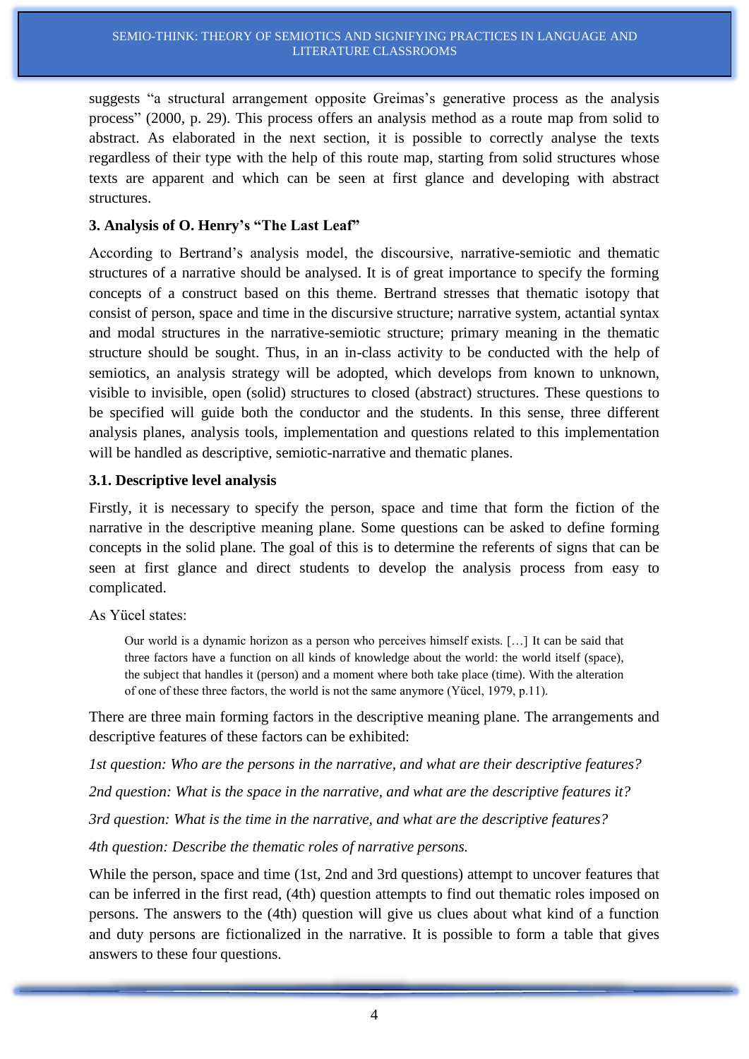suggests "a structural arrangement opposite Greimas's generative process as the analysis process" (2000, p. 29). This process offers an analysis method as a route map from solid to abstract. As elaborated in the next section, it is possible to correctly analyse the texts regardless of their type with the help of this route map, starting from solid structures whose texts are apparent and which can be seen at first glance and developing with abstract structures.

### 3. Analysis of O. Henry's "The Last Leaf"

According to Bertrand's analysis model, the discoursive, narrative-semiotic and thematic structures of a narrative should be analysed. It is of great importance to specify the forming concepts of a construct based on this theme. Bertrand stresses that thematic isotopy that consist of person, space and time in the discursive structure; narrative system, actantial syntax and modal structures in the narrative-semiotic structure; primary meaning in the thematic structure should be sought. Thus, in an in-class activity to be conducted with the help of semiotics, an analysis strategy will be adopted, which develops from known to unknown, visible to invisible, open (solid) structures to closed (abstract) structures. These questions to be specified will guide both the conductor and the students. In this sense, three different analysis planes, analysis tools, implementation and questions related to this implementation will be handled as descriptive, semiotic-narrative and thematic planes.

#### 3.1. Descriptive level analysis

Firstly, it is necessary to specify the person, space and time that form the fiction of the narrative in the descriptive meaning plane. Some questions can be asked to define forming concepts in the solid plane. The goal of this is to determine the referents of signs that can be seen at first glance and direct students to develop the analysis process from easy to complicated.

As Yücel states:

> Our world is a dynamic horizon as a person who perceives himself exists. […] It can be said that three factors have a function on all kinds of knowledge about the world: the world itself (space), the subject that handles it (person) and a moment where both take place (time). With the alteration of one of these three factors, the world is not the same anymore (Yücel, 1979, p.11).

There are three main forming factors in the descriptive meaning plane. The arrangements and descriptive features of these factors can be exhibited:

*1st question: Who are the persons in the narrative, and what are their descriptive features?*

*2nd question: What is the space in the narrative, and what are the descriptive features it?*

*3rd question: What is the time in the narrative, and what are the descriptive features?*

*4th question: Describe the thematic roles of narrative persons.*

While the person, space and time (1st, 2nd and 3rd questions) attempt to uncover features that can be inferred in the first read, (4th) question attempts to find out thematic roles imposed on persons. The answers to the (4th) question will give us clues about what kind of a function and duty persons are fictionalized in the narrative. It is possible to form a table that gives answers to these four questions.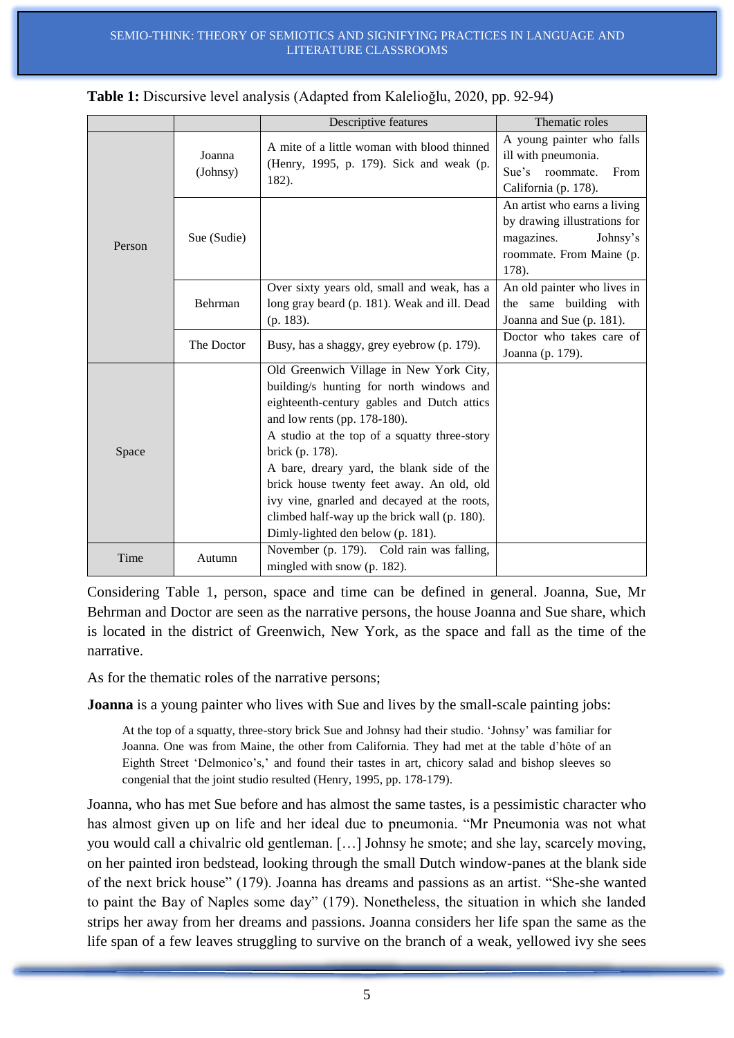**Table 1:** Discursive level analysis (Adapted from Kalelioğlu, 2020, pp. 92-94)

| | | Descriptive features | Thematic roles |
|---|---|---|---|
| Person | Joanna (Johnsy) | A mite of a little woman with blood thinned (Henry, 1995, p. 179). Sick and weak (p. 182). | A young painter who falls ill with pneumonia. Sue's roommate. From California (p. 178). |
| | Sue (Sudie) | | An artist who earns a living by drawing illustrations for magazines. Johnsy's roommate. From Maine (p. 178). |
| | Behrman | Over sixty years old, small and weak, has a long gray beard (p. 181). Weak and ill. Dead (p. 183). | An old painter who lives in the same building with Joanna and Sue (p. 181). |
| | The Doctor | Busy, has a shaggy, grey eyebrow (p. 179). | Doctor who takes care of Joanna (p. 179). |
| Space | | Old Greenwich Village in New York City, building/s hunting for north windows and eighteenth-century gables and Dutch attics and low rents (pp. 178-180). A studio at the top of a squatty three-story brick (p. 178). A bare, dreary yard, the blank side of the brick house twenty feet away. An old, old ivy vine, gnarled and decayed at the roots, climbed half-way up the brick wall (p. 180). Dimly-lighted den below (p. 181). | |
| Time | Autumn | November (p. 179). Cold rain was falling, mingled with snow (p. 182). | |

Considering Table 1, person, space and time can be defined in general. Joanna, Sue, Mr Behrman and Doctor are seen as the narrative persons, the house Joanna and Sue share, which is located in the district of Greenwich, New York, as the space and fall as the time of the narrative.

As for the thematic roles of the narrative persons;

**Joanna** is a young painter who lives with Sue and lives by the small-scale painting jobs:

> At the top of a squatty, three-story brick Sue and Johnsy had their studio. 'Johnsy' was familiar for Joanna. One was from Maine, the other from California. They had met at the table d'hôte of an Eighth Street 'Delmonico's,' and found their tastes in art, chicory salad and bishop sleeves so congenial that the joint studio resulted (Henry, 1995, pp. 178-179).

Joanna, who has met Sue before and has almost the same tastes, is a pessimistic character who has almost given up on life and her ideal due to pneumonia. "Mr Pneumonia was not what you would call a chivalric old gentleman. […] Johnsy he smote; and she lay, scarcely moving, on her painted iron bedstead, looking through the small Dutch window-panes at the blank side of the next brick house" (179). Joanna has dreams and passions as an artist. "She-she wanted to paint the Bay of Naples some day" (179). Nonetheless, the situation in which she landed strips her away from her dreams and passions. Joanna considers her life span the same as the life span of a few leaves struggling to survive on the branch of a weak, yellowed ivy she sees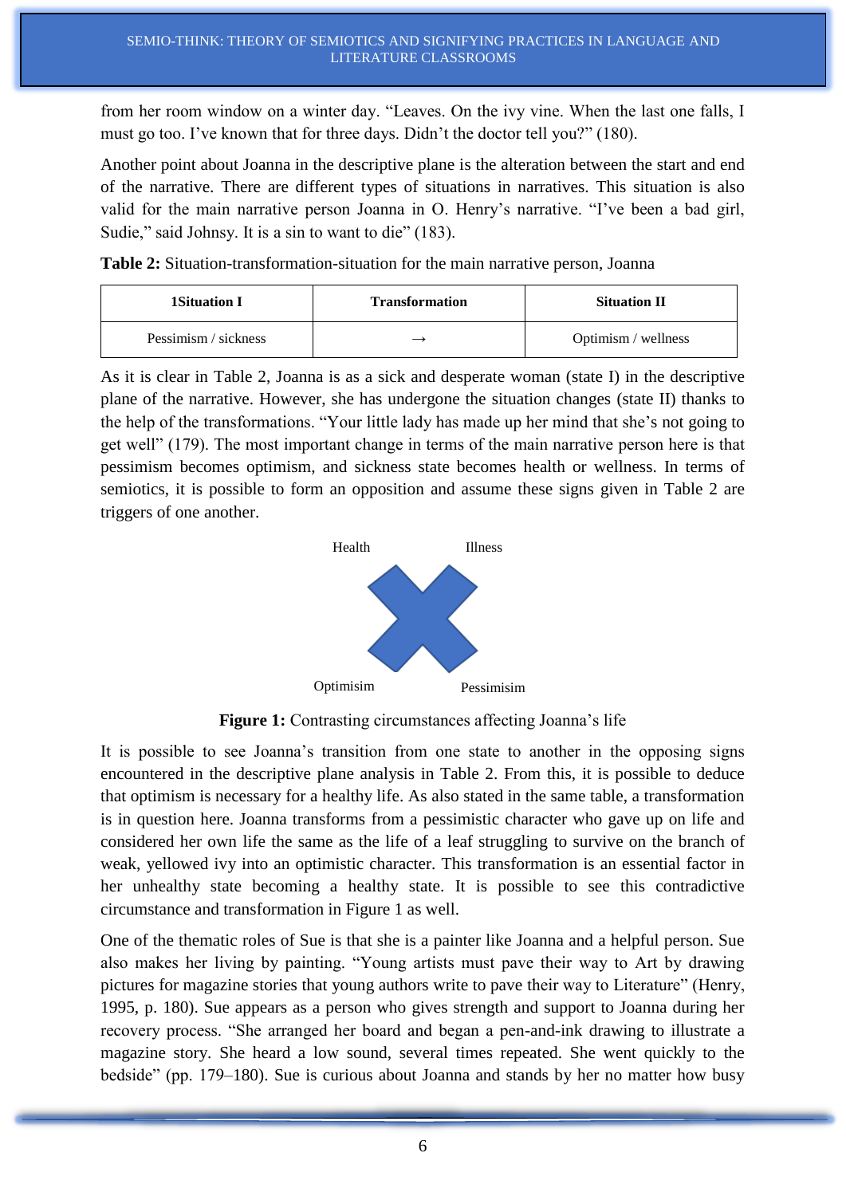from her room window on a winter day. “Leaves. On the ivy vine. When the last one falls, I must go too. I’ve known that for three days. Didn’t the doctor tell you?” (180).

Another point about Joanna in the descriptive plane is the alteration between the start and end of the narrative. There are different types of situations in narratives. This situation is also valid for the main narrative person Joanna in O. Henry’s narrative. “I’ve been a bad girl, Sudie,” said Johnsy. It is a sin to want to die” (183).

**Table 2:** Situation-transformation-situation for the main narrative person, Joanna

| 1Situation I | Transformation | Situation II |
|---|---|---|
| Pessimism / sickness | → | Optimism / wellness |

As it is clear in Table 2, Joanna is as a sick and desperate woman (state I) in the descriptive plane of the narrative. However, she has undergone the situation changes (state II) thanks to the help of the transformations. “Your little lady has made up her mind that she’s not going to get well” (179). The most important change in terms of the main narrative person here is that pessimism becomes optimism, and sickness state becomes health or wellness. In terms of semiotics, it is possible to form an opposition and assume these signs given in Table 2 are triggers of one another.

Health

Illness

Optimisim

Pessimisim

**Figure 1:** Contrasting circumstances affecting Joanna’s life

It is possible to see Joanna’s transition from one state to another in the opposing signs encountered in the descriptive plane analysis in Table 2. From this, it is possible to deduce that optimism is necessary for a healthy life. As also stated in the same table, a transformation is in question here. Joanna transforms from a pessimistic character who gave up on life and considered her own life the same as the life of a leaf struggling to survive on the branch of weak, yellowed ivy into an optimistic character. This transformation is an essential factor in her unhealthy state becoming a healthy state. It is possible to see this contradictive circumstance and transformation in Figure 1 as well.

One of the thematic roles of Sue is that she is a painter like Joanna and a helpful person. Sue also makes her living by painting. “Young artists must pave their way to Art by drawing pictures for magazine stories that young authors write to pave their way to Literature” (Henry, 1995, p. 180). Sue appears as a person who gives strength and support to Joanna during her recovery process. “She arranged her board and began a pen-and-ink drawing to illustrate a magazine story. She heard a low sound, several times repeated. She went quickly to the bedside” (pp. 179–180). Sue is curious about Joanna and stands by her no matter how busy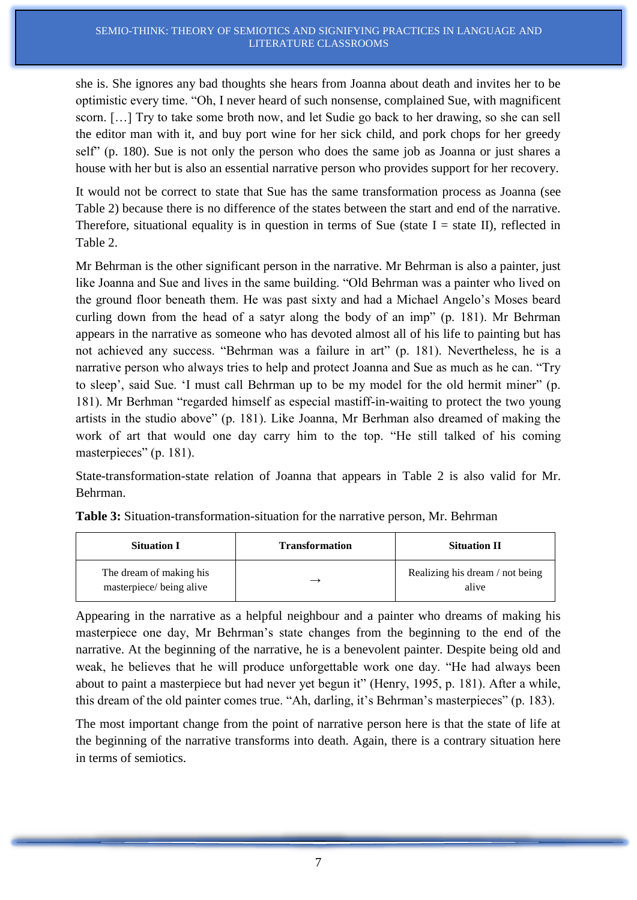she is. She ignores any bad thoughts she hears from Joanna about death and invites her to be optimistic every time. "Oh, I never heard of such nonsense, complained Sue, with magnificent scorn. […] Try to take some broth now, and let Sudie go back to her drawing, so she can sell the editor man with it, and buy port wine for her sick child, and pork chops for her greedy self" (p. 180). Sue is not only the person who does the same job as Joanna or just shares a house with her but is also an essential narrative person who provides support for her recovery.

It would not be correct to state that Sue has the same transformation process as Joanna (see Table 2) because there is no difference of the states between the start and end of the narrative. Therefore, situational equality is in question in terms of Sue (state I = state II), reflected in Table 2.

Mr Behrman is the other significant person in the narrative. Mr Behrman is also a painter, just like Joanna and Sue and lives in the same building. "Old Behrman was a painter who lived on the ground floor beneath them. He was past sixty and had a Michael Angelo's Moses beard curling down from the head of a satyr along the body of an imp" (p. 181). Mr Behrman appears in the narrative as someone who has devoted almost all of his life to painting but has not achieved any success. "Behrman was a failure in art" (p. 181). Nevertheless, he is a narrative person who always tries to help and protect Joanna and Sue as much as he can. "Try to sleep', said Sue. 'I must call Behrman up to be my model for the old hermit miner" (p. 181). Mr Berhman "regarded himself as especial mastiff-in-waiting to protect the two young artists in the studio above" (p. 181). Like Joanna, Mr Berhman also dreamed of making the work of art that would one day carry him to the top. "He still talked of his coming masterpieces" (p. 181).

State-transformation-state relation of Joanna that appears in Table 2 is also valid for Mr. Behrman.

**Table 3:** Situation-transformation-situation for the narrative person, Mr. Behrman

| Situation I | Transformation | Situation II |
|---|---|---|
| The dream of making his masterpiece/ being alive | → | Realizing his dream / not being alive |

Appearing in the narrative as a helpful neighbour and a painter who dreams of making his masterpiece one day, Mr Behrman's state changes from the beginning to the end of the narrative. At the beginning of the narrative, he is a benevolent painter. Despite being old and weak, he believes that he will produce unforgettable work one day. "He had always been about to paint a masterpiece but had never yet begun it" (Henry, 1995, p. 181). After a while, this dream of the old painter comes true. "Ah, darling, it's Behrman's masterpieces" (p. 183).

The most important change from the point of narrative person here is that the state of life at the beginning of the narrative transforms into death. Again, there is a contrary situation here in terms of semiotics.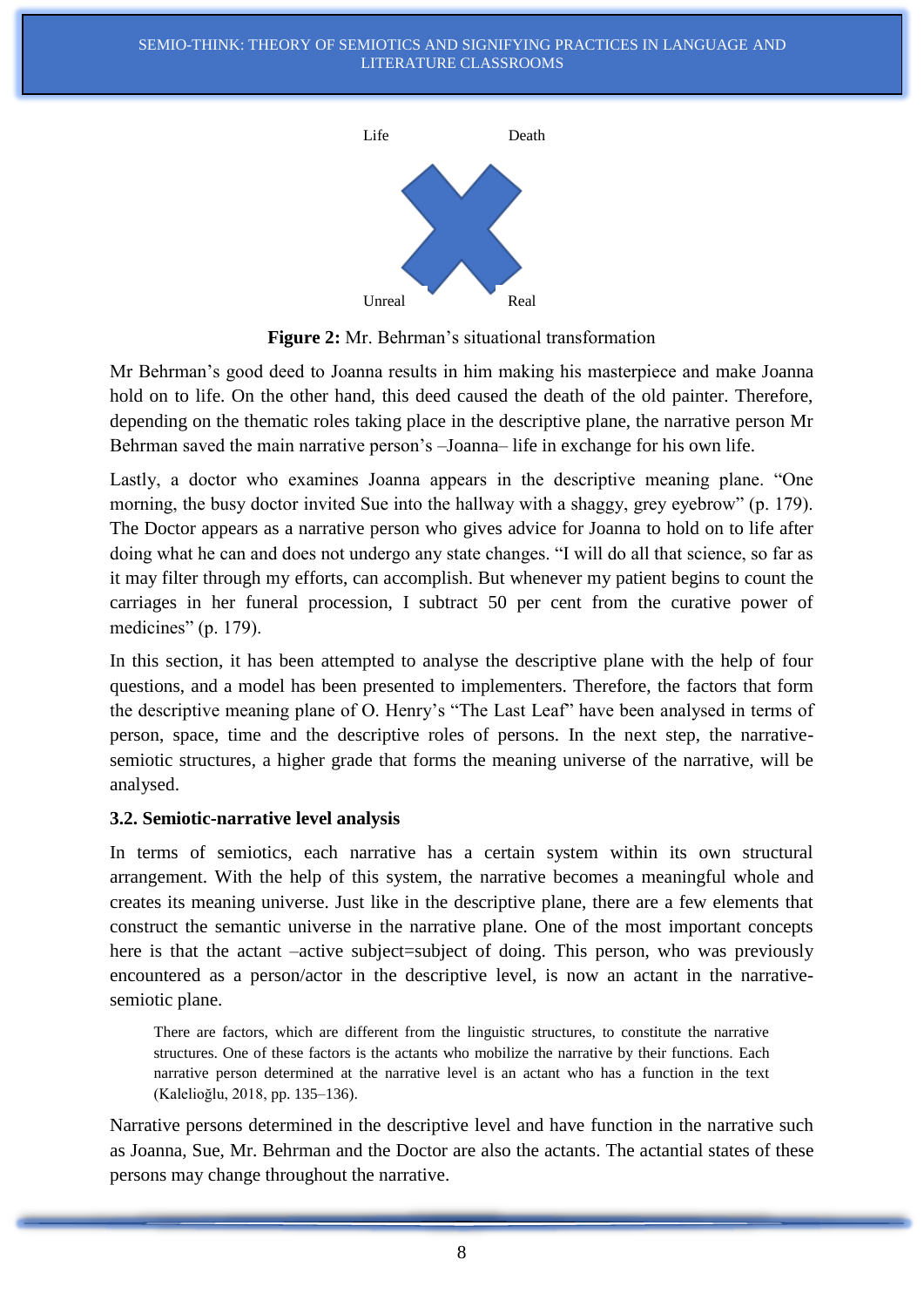Life Death

Unreal Real

**Figure 2:** Mr. Behrman's situational transformation

Mr Behrman's good deed to Joanna results in him making his masterpiece and make Joanna hold on to life. On the other hand, this deed caused the death of the old painter. Therefore, depending on the thematic roles taking place in the descriptive plane, the narrative person Mr Behrman saved the main narrative person's –Joanna– life in exchange for his own life.

Lastly, a doctor who examines Joanna appears in the descriptive meaning plane. "One morning, the busy doctor invited Sue into the hallway with a shaggy, grey eyebrow" (p. 179). The Doctor appears as a narrative person who gives advice for Joanna to hold on to life after doing what he can and does not undergo any state changes. "I will do all that science, so far as it may filter through my efforts, can accomplish. But whenever my patient begins to count the carriages in her funeral procession, I subtract 50 per cent from the curative power of medicines" (p. 179).

In this section, it has been attempted to analyse the descriptive plane with the help of four questions, and a model has been presented to implementers. Therefore, the factors that form the descriptive meaning plane of O. Henry's "The Last Leaf" have been analysed in terms of person, space, time and the descriptive roles of persons. In the next step, the narrative-semiotic structures, a higher grade that forms the meaning universe of the narrative, will be analysed.

### 3.2. Semiotic-narrative level analysis

In terms of semiotics, each narrative has a certain system within its own structural arrangement. With the help of this system, the narrative becomes a meaningful whole and creates its meaning universe. Just like in the descriptive plane, there are a few elements that construct the semantic universe in the narrative plane. One of the most important concepts here is that the actant –active subject=subject of doing. This person, who was previously encountered as a person/actor in the descriptive level, is now an actant in the narrative-semiotic plane.

> There are factors, which are different from the linguistic structures, to constitute the narrative structures. One of these factors is the actants who mobilize the narrative by their functions. Each narrative person determined at the narrative level is an actant who has a function in the text (Kalelioğlu, 2018, pp. 135–136).

Narrative persons determined in the descriptive level and have function in the narrative such as Joanna, Sue, Mr. Behrman and the Doctor are also the actants. The actantial states of these persons may change throughout the narrative.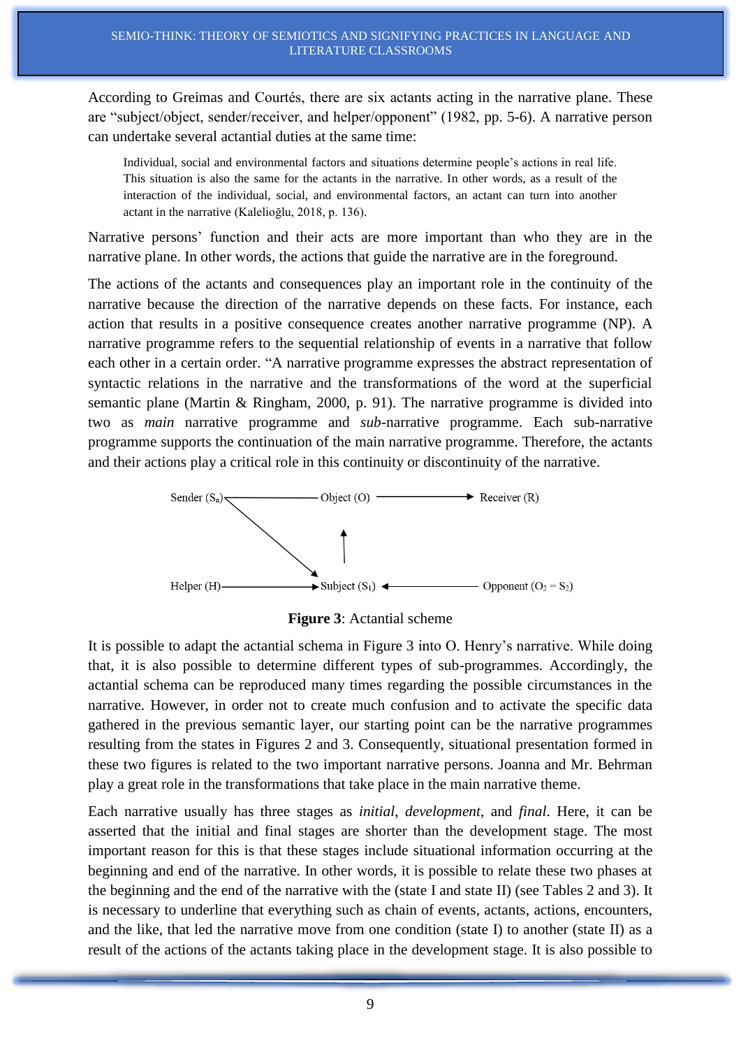According to Greimas and Courtés, there are six actants acting in the narrative plane. These are "subject/object, sender/receiver, and helper/opponent" (1982, pp. 5-6). A narrative person can undertake several actantial duties at the same time:

> Individual, social and environmental factors and situations determine people's actions in real life. This situation is also the same for the actants in the narrative. In other words, as a result of the interaction of the individual, social, and environmental factors, an actant can turn into another actant in the narrative (Kalelioğlu, 2018, p. 136).

Narrative persons' function and their acts are more important than who they are in the narrative plane. In other words, the actions that guide the narrative are in the foreground.

The actions of the actants and consequences play an important role in the continuity of the narrative because the direction of the narrative depends on these facts. For instance, each action that results in a positive consequence creates another narrative programme (NP). A narrative programme refers to the sequential relationship of events in a narrative that follow each other in a certain order. "A narrative programme expresses the abstract representation of syntactic relations in the narrative and the transformations of the word at the superficial semantic plane (Martin & Ringham, 2000, p. 91). The narrative programme is divided into two as *main* narrative programme and *sub*-narrative programme. Each sub-narrative programme supports the continuation of the main narrative programme. Therefore, the actants and their actions play a critical role in this continuity or discontinuity of the narrative.

Sender ($S_n$)
Object (O)
Receiver (R)
Helper (H)
Subject ($S_1$)
Opponent ($O_2 = S_2$)

**Figure 3**: Actantial scheme

It is possible to adapt the actantial schema in Figure 3 into O. Henry's narrative. While doing that, it is also possible to determine different types of sub-programmes. Accordingly, the actantial schema can be reproduced many times regarding the possible circumstances in the narrative. However, in order not to create much confusion and to activate the specific data gathered in the previous semantic layer, our starting point can be the narrative programmes resulting from the states in Figures 2 and 3. Consequently, situational presentation formed in these two figures is related to the two important narrative persons. Joanna and Mr. Behrman play a great role in the transformations that take place in the main narrative theme.

Each narrative usually has three stages as *initial*, *development*, and *final*. Here, it can be asserted that the initial and final stages are shorter than the development stage. The most important reason for this is that these stages include situational information occurring at the beginning and end of the narrative. In other words, it is possible to relate these two phases at the beginning and the end of the narrative with the (state I and state II) (see Tables 2 and 3). It is necessary to underline that everything such as chain of events, actants, actions, encounters, and the like, that led the narrative move from one condition (state I) to another (state II) as a result of the actions of the actants taking place in the development stage. It is also possible to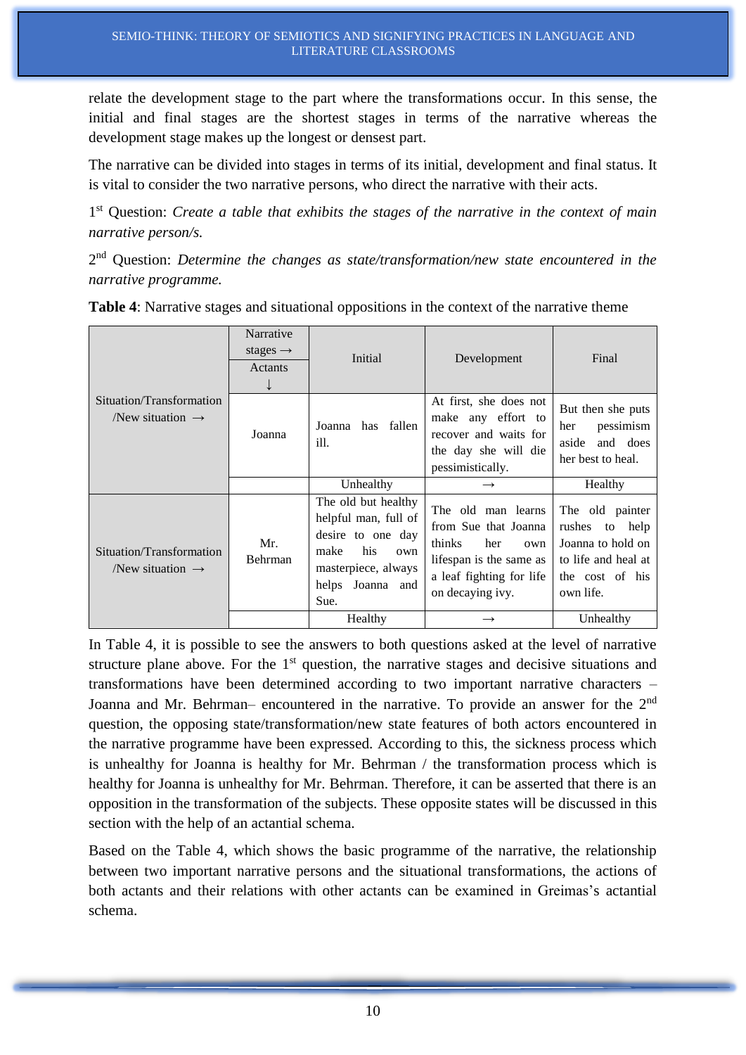relate the development stage to the part where the transformations occur. In this sense, the initial and final stages are the shortest stages in terms of the narrative whereas the development stage makes up the longest or densest part.

The narrative can be divided into stages in terms of its initial, development and final status. It is vital to consider the two narrative persons, who direct the narrative with their acts.

1st Question: *Create a table that exhibits the stages of the narrative in the context of main narrative person/s.*

2nd Question: *Determine the changes as state/transformation/new state encountered in the narrative programme.*

**Table 4**: Narrative stages and situational oppositions in the context of the narrative theme

| | Narrative stages → / Actants ↓ | Initial | Development | Final |
|---|---|---|---|---|
| Situation/Transformation /New situation → | Joanna | Joanna has fallen ill. | At first, she does not make any effort to recover and waits for the day she will die pessimistically. | But then she puts her pessimism aside and does her best to heal. |
| | | Unhealthy | → | Healthy |
| Situation/Transformation /New situation → | Mr. Behrman | The old but healthy helpful man, full of desire to one day make his own masterpiece, always helps Joanna and Sue. | The old man learns from Sue that Joanna thinks her own lifespan is the same as a leaf fighting for life on decaying ivy. | The old painter rushes to help Joanna to hold on to life and heal at the cost of his own life. |
| | | Healthy | → | Unhealthy |

In Table 4, it is possible to see the answers to both questions asked at the level of narrative structure plane above. For the 1st question, the narrative stages and decisive situations and transformations have been determined according to two important narrative characters – Joanna and Mr. Behrman– encountered in the narrative. To provide an answer for the 2nd question, the opposing state/transformation/new state features of both actors encountered in the narrative programme have been expressed. According to this, the sickness process which is unhealthy for Joanna is healthy for Mr. Behrman / the transformation process which is healthy for Joanna is unhealthy for Mr. Behrman. Therefore, it can be asserted that there is an opposition in the transformation of the subjects. These opposite states will be discussed in this section with the help of an actantial schema.

Based on the Table 4, which shows the basic programme of the narrative, the relationship between two important narrative persons and the situational transformations, the actions of both actants and their relations with other actants can be examined in Greimas's actantial schema.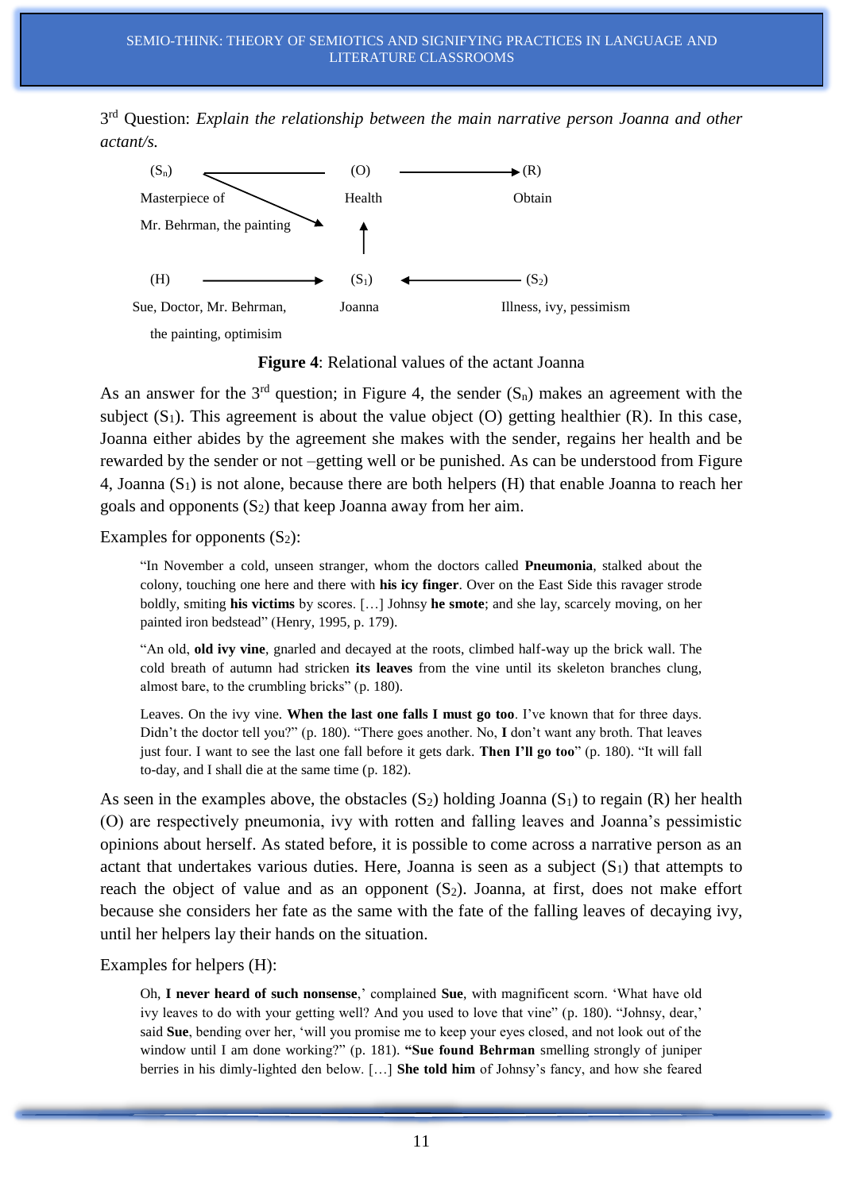3rd Question: *Explain the relationship between the main narrative person Joanna and other actant/s.*

| ($S_n$) Masterpiece of Mr. Behrman, the painting | → | (O) Health | → | (R) Obtain |
|---|---|---|---|---|
| | ↘ | ↑ | | |
| (H) Sue, Doctor, Mr. Behrman, the painting, optimisim | → | ($S_1$) Joanna | ← | ($S_2$) Illness, ivy, pessimism |

**Figure 4**: Relational values of the actant Joanna

As an answer for the 3rd question; in Figure 4, the sender ($S_n$) makes an agreement with the subject ($S_1$). This agreement is about the value object (O) getting healthier (R). In this case, Joanna either abides by the agreement she makes with the sender, regains her health and be rewarded by the sender or not –getting well or be punished. As can be understood from Figure 4, Joanna ($S_1$) is not alone, because there are both helpers (H) that enable Joanna to reach her goals and opponents ($S_2$) that keep Joanna away from her aim.

Examples for opponents ($S_2$):

> "In November a cold, unseen stranger, whom the doctors called **Pneumonia**, stalked about the colony, touching one here and there with **his icy finger**. Over on the East Side this ravager strode boldly, smiting **his victims** by scores. […] Johnsy **he smote**; and she lay, scarcely moving, on her painted iron bedstead" (Henry, 1995, p. 179).

> "An old, **old ivy vine**, gnarled and decayed at the roots, climbed half-way up the brick wall. The cold breath of autumn had stricken **its leaves** from the vine until its skeleton branches clung, almost bare, to the crumbling bricks" (p. 180).

> Leaves. On the ivy vine. **When the last one falls I must go too**. I've known that for three days. Didn't the doctor tell you?" (p. 180). "There goes another. No, **I** don't want any broth. That leaves just four. I want to see the last one fall before it gets dark. **Then I'll go too**" (p. 180). "It will fall to-day, and I shall die at the same time (p. 182).

As seen in the examples above, the obstacles ($S_2$) holding Joanna ($S_1$) to regain (R) her health (O) are respectively pneumonia, ivy with rotten and falling leaves and Joanna's pessimistic opinions about herself. As stated before, it is possible to come across a narrative person as an actant that undertakes various duties. Here, Joanna is seen as a subject ($S_1$) that attempts to reach the object of value and as an opponent ($S_2$). Joanna, at first, does not make effort because she considers her fate as the same with the fate of the falling leaves of decaying ivy, until her helpers lay their hands on the situation.

Examples for helpers (H):

> Oh, **I never heard of such nonsense**,' complained **Sue**, with magnificent scorn. 'What have old ivy leaves to do with your getting well? And you used to love that vine" (p. 180). "Johnsy, dear,' said **Sue**, bending over her, 'will you promise me to keep your eyes closed, and not look out of the window until I am done working?" (p. 181). **"Sue found Behrman** smelling strongly of juniper berries in his dimly-lighted den below. […] **She told him** of Johnsy's fancy, and how she feared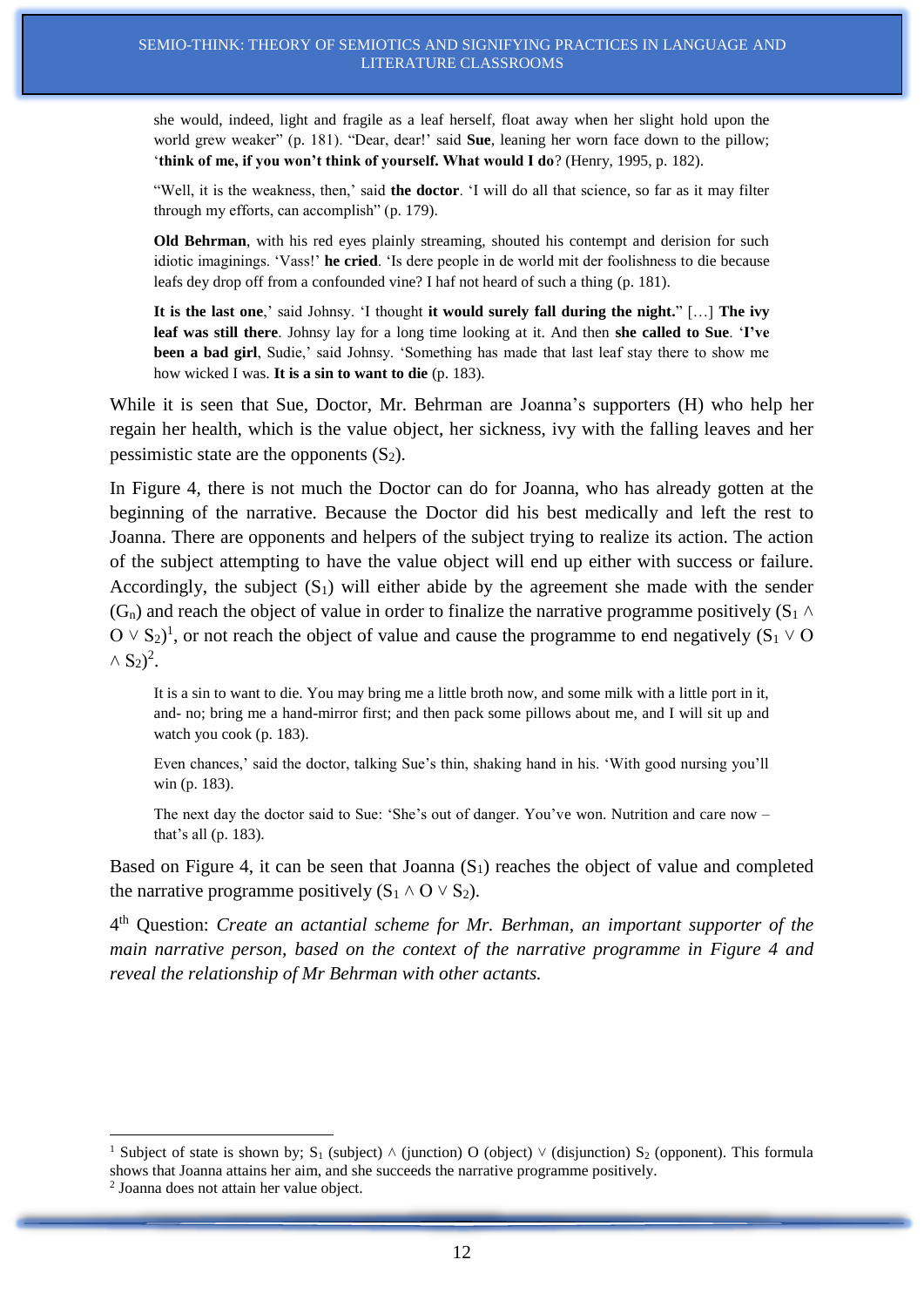> she would, indeed, light and fragile as a leaf herself, float away when her slight hold upon the world grew weaker" (p. 181). "Dear, dear!' said **Sue**, leaning her worn face down to the pillow; '**think of me, if you won't think of yourself. What would I do**? (Henry, 1995, p. 182).

> "Well, it is the weakness, then,' said **the doctor**. 'I will do all that science, so far as it may filter through my efforts, can accomplish" (p. 179).

> **Old Behrman**, with his red eyes plainly streaming, shouted his contempt and derision for such idiotic imaginings. 'Vass!' **he cried**. 'Is dere people in de world mit der foolishness to die because leafs dey drop off from a confounded vine? I haf not heard of such a thing (p. 181).

> **It is the last one**,' said Johnsy. 'I thought **it would surely fall during the night.**" […] **The ivy leaf was still there**. Johnsy lay for a long time looking at it. And then **she called to Sue**. '**I've been a bad girl**, Sudie,' said Johnsy. 'Something has made that last leaf stay there to show me how wicked I was. **It is a sin to want to die** (p. 183).

While it is seen that Sue, Doctor, Mr. Behrman are Joanna's supporters (H) who help her regain her health, which is the value object, her sickness, ivy with the falling leaves and her pessimistic state are the opponents ($S_2$).

In Figure 4, there is not much the Doctor can do for Joanna, who has already gotten at the beginning of the narrative. Because the Doctor did his best medically and left the rest to Joanna. There are opponents and helpers of the subject trying to realize its action. The action of the subject attempting to have the value object will end up either with success or failure. Accordingly, the subject ($S_1$) will either abide by the agreement she made with the sender ($G_n$) and reach the object of value in order to finalize the narrative programme positively ($S_1 \wedge O \vee S_2$)[1], or not reach the object of value and cause the programme to end negatively ($S_1 \vee O \wedge S_2$)[2].

> It is a sin to want to die. You may bring me a little broth now, and some milk with a little port in it, and- no; bring me a hand-mirror first; and then pack some pillows about me, and I will sit up and watch you cook (p. 183).

> Even chances,' said the doctor, talking Sue's thin, shaking hand in his. 'With good nursing you'll win (p. 183).

> The next day the doctor said to Sue: 'She's out of danger. You've won. Nutrition and care now – that's all (p. 183).

Based on Figure 4, it can be seen that Joanna ($S_1$) reaches the object of value and completed the narrative programme positively ($S_1 \wedge O \vee S_2$).

4th Question: *Create an actantial scheme for Mr. Berhman, an important supporter of the main narrative person, based on the context of the narrative programme in Figure 4 and reveal the relationship of Mr Behrman with other actants.*

---

[1] Subject of state is shown by; $S_1$ (subject) $\wedge$ (junction) O (object) $\vee$ (disjunction) $S_2$ (opponent). This formula shows that Joanna attains her aim, and she succeeds the narrative programme positively.

[2] Joanna does not attain her value object.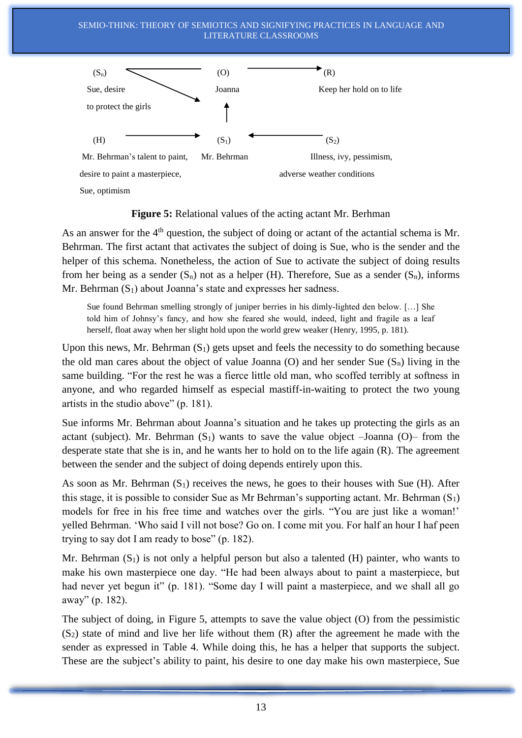(S$_n$)

Sue, desire

to protect the girls

(O)

Joanna

(R)

Keep her hold on to life

(H)

Mr. Behrman's talent to paint,

desire to paint a masterpiece,

Sue, optimism

(S$_1$)

Mr. Behrman

(S$_2$)

Illness, ivy, pessimism,

adverse weather conditions

**Figure 5:** Relational values of the acting actant Mr. Berhman

As an answer for the 4th question, the subject of doing or actant of the actantial schema is Mr. Behrman. The first actant that activates the subject of doing is Sue, who is the sender and the helper of this schema. Nonetheless, the action of Sue to activate the subject of doing results from her being as a sender (S$_n$) not as a helper (H). Therefore, Sue as a sender (S$_n$), informs Mr. Behrman (S$_1$) about Joanna's state and expresses her sadness.

> Sue found Behrman smelling strongly of juniper berries in his dimly-lighted den below. […] She told him of Johnsy's fancy, and how she feared she would, indeed, light and fragile as a leaf herself, float away when her slight hold upon the world grew weaker (Henry, 1995, p. 181).

Upon this news, Mr. Behrman (S$_1$) gets upset and feels the necessity to do something because the old man cares about the object of value Joanna (O) and her sender Sue (S$_n$) living in the same building. "For the rest he was a fierce little old man, who scoffed terribly at softness in anyone, and who regarded himself as especial mastiff-in-waiting to protect the two young artists in the studio above" (p. 181).

Sue informs Mr. Behrman about Joanna's situation and he takes up protecting the girls as an actant (subject). Mr. Behrman (S$_1$) wants to save the value object –Joanna (O)– from the desperate state that she is in, and he wants her to hold on to the life again (R). The agreement between the sender and the subject of doing depends entirely upon this.

As soon as Mr. Behrman (S$_1$) receives the news, he goes to their houses with Sue (H). After this stage, it is possible to consider Sue as Mr Behrman's supporting actant. Mr. Behrman (S$_1$) models for free in his free time and watches over the girls. "You are just like a woman!' yelled Behrman. 'Who said I vill not bose? Go on. I come mit you. For half an hour I haf peen trying to say dot I am ready to bose" (p. 182).

Mr. Behrman (S$_1$) is not only a helpful person but also a talented (H) painter, who wants to make his own masterpiece one day. "He had been always about to paint a masterpiece, but had never yet begun it" (p. 181). "Some day I will paint a masterpiece, and we shall all go away" (p. 182).

The subject of doing, in Figure 5, attempts to save the value object (O) from the pessimistic (S$_2$) state of mind and live her life without them (R) after the agreement he made with the sender as expressed in Table 4. While doing this, he has a helper that supports the subject. These are the subject's ability to paint, his desire to one day make his own masterpiece, Sue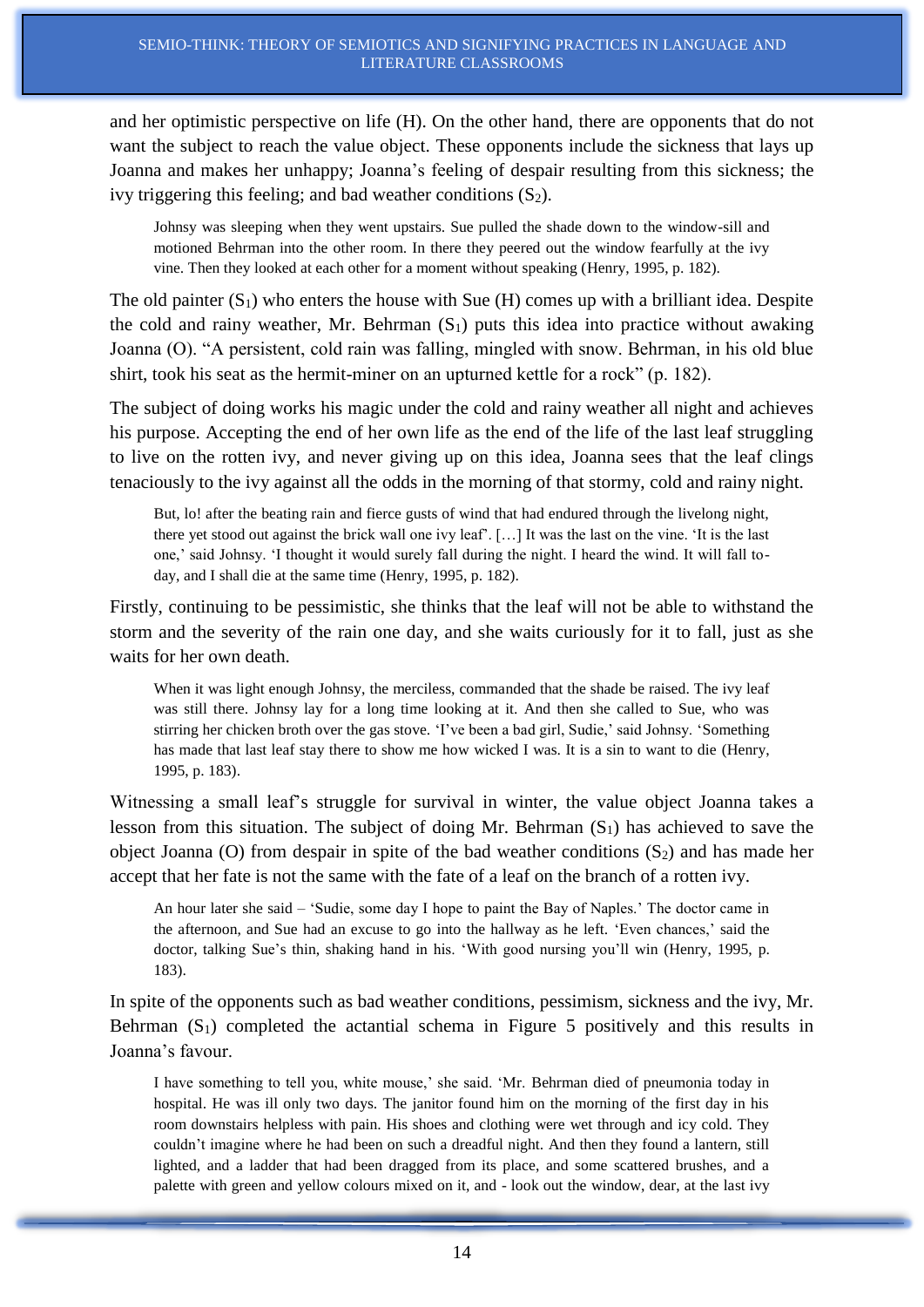and her optimistic perspective on life (H). On the other hand, there are opponents that do not want the subject to reach the value object. These opponents include the sickness that lays up Joanna and makes her unhappy; Joanna's feeling of despair resulting from this sickness; the ivy triggering this feeling; and bad weather conditions ($S_2$).

> Johnsy was sleeping when they went upstairs. Sue pulled the shade down to the window-sill and motioned Behrman into the other room. In there they peered out the window fearfully at the ivy vine. Then they looked at each other for a moment without speaking (Henry, 1995, p. 182).

The old painter ($S_1$) who enters the house with Sue (H) comes up with a brilliant idea. Despite the cold and rainy weather, Mr. Behrman ($S_1$) puts this idea into practice without awaking Joanna (O). "A persistent, cold rain was falling, mingled with snow. Behrman, in his old blue shirt, took his seat as the hermit-miner on an upturned kettle for a rock" (p. 182).

The subject of doing works his magic under the cold and rainy weather all night and achieves his purpose. Accepting the end of her own life as the end of the life of the last leaf struggling to live on the rotten ivy, and never giving up on this idea, Joanna sees that the leaf clings tenaciously to the ivy against all the odds in the morning of that stormy, cold and rainy night.

> But, lo! after the beating rain and fierce gusts of wind that had endured through the livelong night, there yet stood out against the brick wall one ivy leaf'. […] It was the last on the vine. 'It is the last one,' said Johnsy. 'I thought it would surely fall during the night. I heard the wind. It will fall to-day, and I shall die at the same time (Henry, 1995, p. 182).

Firstly, continuing to be pessimistic, she thinks that the leaf will not be able to withstand the storm and the severity of the rain one day, and she waits curiously for it to fall, just as she waits for her own death.

> When it was light enough Johnsy, the merciless, commanded that the shade be raised. The ivy leaf was still there. Johnsy lay for a long time looking at it. And then she called to Sue, who was stirring her chicken broth over the gas stove. 'I've been a bad girl, Sudie,' said Johnsy. 'Something has made that last leaf stay there to show me how wicked I was. It is a sin to want to die (Henry, 1995, p. 183).

Witnessing a small leaf's struggle for survival in winter, the value object Joanna takes a lesson from this situation. The subject of doing Mr. Behrman ($S_1$) has achieved to save the object Joanna (O) from despair in spite of the bad weather conditions ($S_2$) and has made her accept that her fate is not the same with the fate of a leaf on the branch of a rotten ivy.

> An hour later she said – 'Sudie, some day I hope to paint the Bay of Naples.' The doctor came in the afternoon, and Sue had an excuse to go into the hallway as he left. 'Even chances,' said the doctor, talking Sue's thin, shaking hand in his. 'With good nursing you'll win (Henry, 1995, p. 183).

In spite of the opponents such as bad weather conditions, pessimism, sickness and the ivy, Mr. Behrman ($S_1$) completed the actantial schema in Figure 5 positively and this results in Joanna's favour.

> I have something to tell you, white mouse,' she said. 'Mr. Behrman died of pneumonia today in hospital. He was ill only two days. The janitor found him on the morning of the first day in his room downstairs helpless with pain. His shoes and clothing were wet through and icy cold. They couldn't imagine where he had been on such a dreadful night. And then they found a lantern, still lighted, and a ladder that had been dragged from its place, and some scattered brushes, and a palette with green and yellow colours mixed on it, and - look out the window, dear, at the last ivy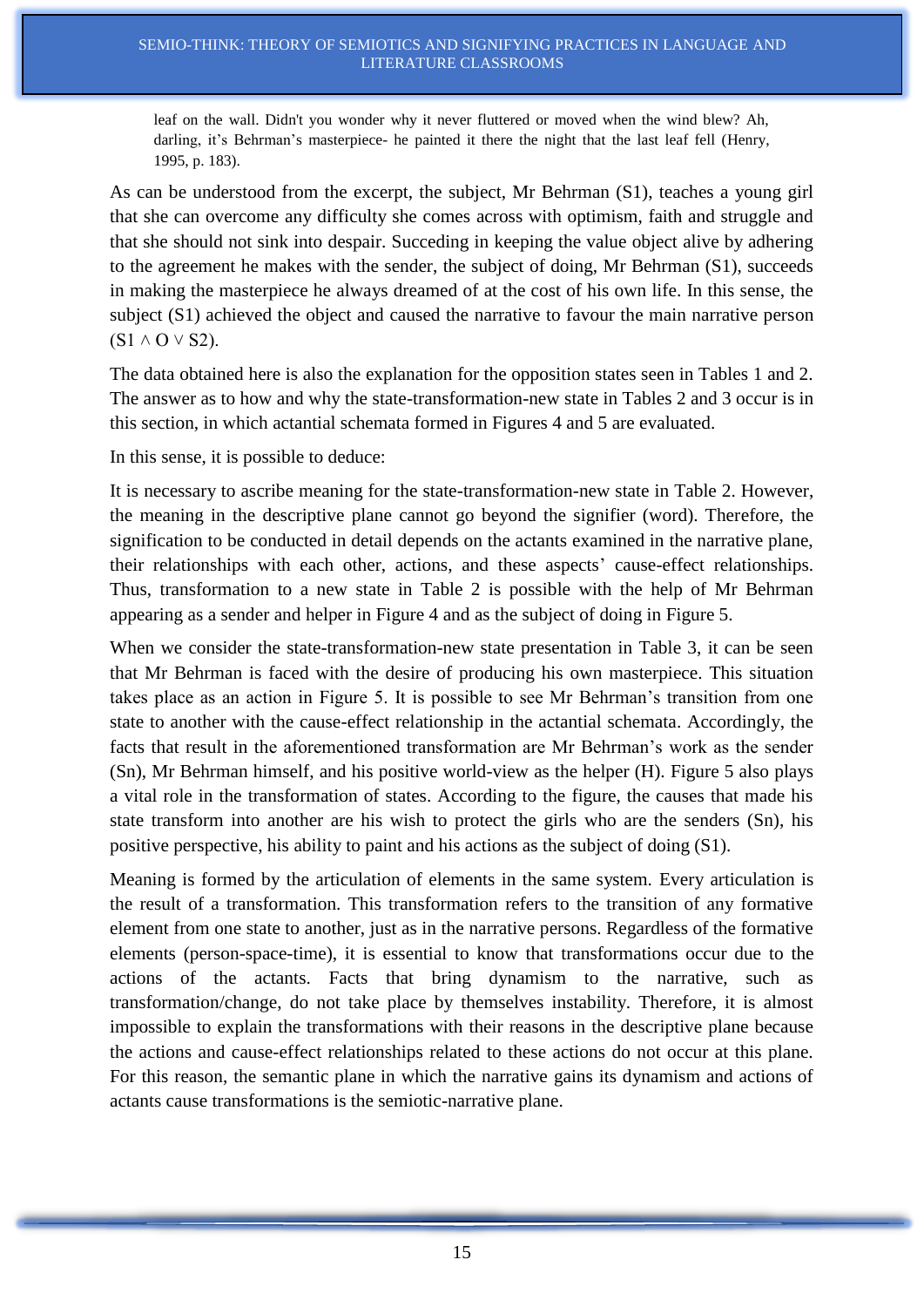> leaf on the wall. Didn't you wonder why it never fluttered or moved when the wind blew? Ah, darling, it's Behrman's masterpiece- he painted it there the night that the last leaf fell (Henry, 1995, p. 183).

As can be understood from the excerpt, the subject, Mr Behrman (S1), teaches a young girl that she can overcome any difficulty she comes across with optimism, faith and struggle and that she should not sink into despair. Succeding in keeping the value object alive by adhering to the agreement he makes with the sender, the subject of doing, Mr Behrman (S1), succeeds in making the masterpiece he always dreamed of at the cost of his own life. In this sense, the subject (S1) achieved the object and caused the narrative to favour the main narrative person ($S1 \wedge O \vee S2$).

The data obtained here is also the explanation for the opposition states seen in Tables 1 and 2. The answer as to how and why the state-transformation-new state in Tables 2 and 3 occur is in this section, in which actantial schemata formed in Figures 4 and 5 are evaluated.

In this sense, it is possible to deduce:

It is necessary to ascribe meaning for the state-transformation-new state in Table 2. However, the meaning in the descriptive plane cannot go beyond the signifier (word). Therefore, the signification to be conducted in detail depends on the actants examined in the narrative plane, their relationships with each other, actions, and these aspects' cause-effect relationships. Thus, transformation to a new state in Table 2 is possible with the help of Mr Behrman appearing as a sender and helper in Figure 4 and as the subject of doing in Figure 5.

When we consider the state-transformation-new state presentation in Table 3, it can be seen that Mr Behrman is faced with the desire of producing his own masterpiece. This situation takes place as an action in Figure 5. It is possible to see Mr Behrman's transition from one state to another with the cause-effect relationship in the actantial schemata. Accordingly, the facts that result in the aforementioned transformation are Mr Behrman's work as the sender (Sn), Mr Behrman himself, and his positive world-view as the helper (H). Figure 5 also plays a vital role in the transformation of states. According to the figure, the causes that made his state transform into another are his wish to protect the girls who are the senders (Sn), his positive perspective, his ability to paint and his actions as the subject of doing (S1).

Meaning is formed by the articulation of elements in the same system. Every articulation is the result of a transformation. This transformation refers to the transition of any formative element from one state to another, just as in the narrative persons. Regardless of the formative elements (person-space-time), it is essential to know that transformations occur due to the actions of the actants. Facts that bring dynamism to the narrative, such as transformation/change, do not take place by themselves instability. Therefore, it is almost impossible to explain the transformations with their reasons in the descriptive plane because the actions and cause-effect relationships related to these actions do not occur at this plane. For this reason, the semantic plane in which the narrative gains its dynamism and actions of actants cause transformations is the semiotic-narrative plane.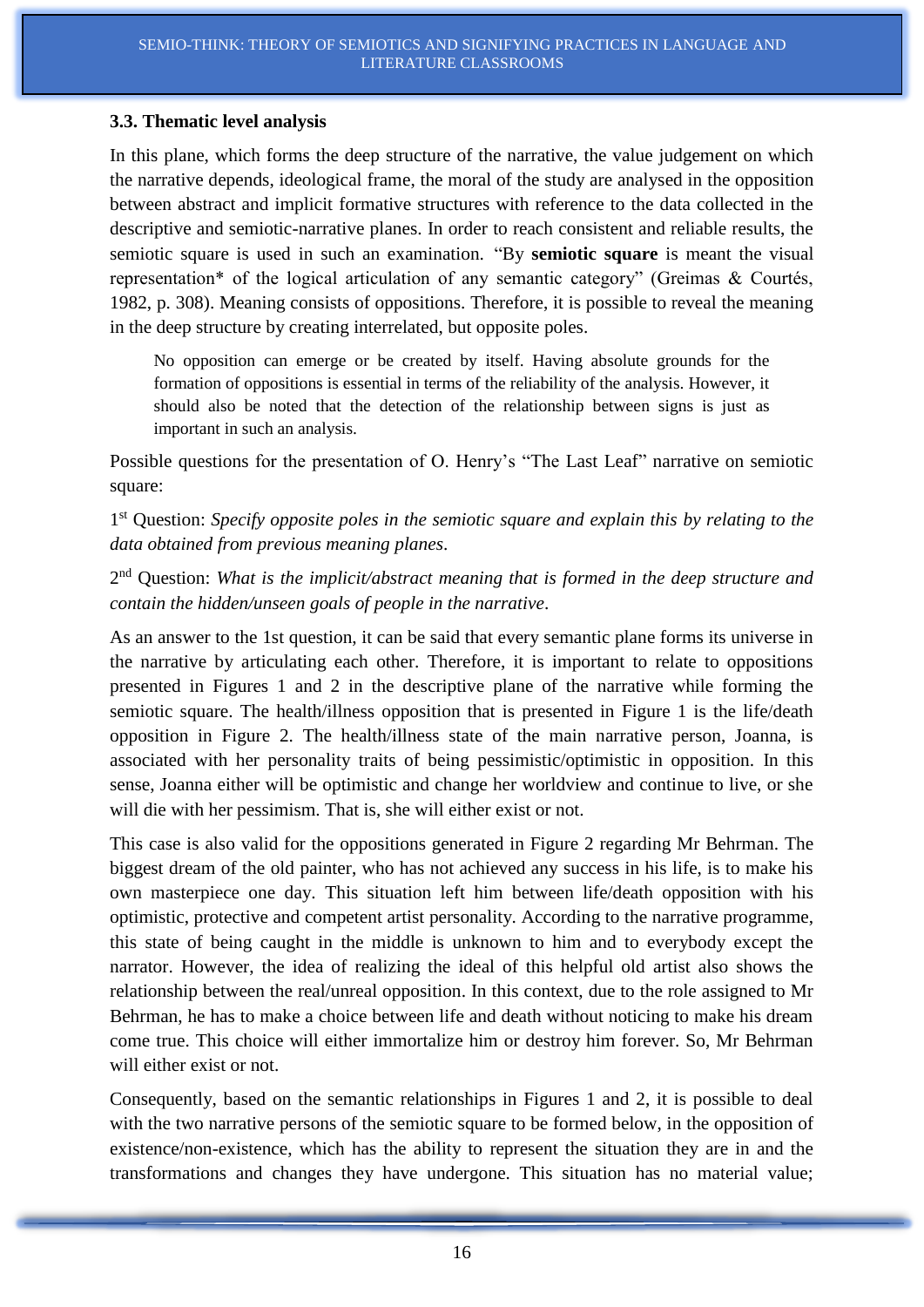### 3.3. Thematic level analysis

In this plane, which forms the deep structure of the narrative, the value judgement on which the narrative depends, ideological frame, the moral of the study are analysed in the opposition between abstract and implicit formative structures with reference to the data collected in the descriptive and semiotic-narrative planes. In order to reach consistent and reliable results, the semiotic square is used in such an examination. "By **semiotic square** is meant the visual representation* of the logical articulation of any semantic category" (Greimas & Courtés, 1982, p. 308). Meaning consists of oppositions. Therefore, it is possible to reveal the meaning in the deep structure by creating interrelated, but opposite poles.

> No opposition can emerge or be created by itself. Having absolute grounds for the formation of oppositions is essential in terms of the reliability of the analysis. However, it should also be noted that the detection of the relationship between signs is just as important in such an analysis.

Possible questions for the presentation of O. Henry's "The Last Leaf" narrative on semiotic square:

1st Question: *Specify opposite poles in the semiotic square and explain this by relating to the data obtained from previous meaning planes.*

2nd Question: *What is the implicit/abstract meaning that is formed in the deep structure and contain the hidden/unseen goals of people in the narrative.*

As an answer to the 1st question, it can be said that every semantic plane forms its universe in the narrative by articulating each other. Therefore, it is important to relate to oppositions presented in Figures 1 and 2 in the descriptive plane of the narrative while forming the semiotic square. The health/illness opposition that is presented in Figure 1 is the life/death opposition in Figure 2. The health/illness state of the main narrative person, Joanna, is associated with her personality traits of being pessimistic/optimistic in opposition. In this sense, Joanna either will be optimistic and change her worldview and continue to live, or she will die with her pessimism. That is, she will either exist or not.

This case is also valid for the oppositions generated in Figure 2 regarding Mr Behrman. The biggest dream of the old painter, who has not achieved any success in his life, is to make his own masterpiece one day. This situation left him between life/death opposition with his optimistic, protective and competent artist personality. According to the narrative programme, this state of being caught in the middle is unknown to him and to everybody except the narrator. However, the idea of realizing the ideal of this helpful old artist also shows the relationship between the real/unreal opposition. In this context, due to the role assigned to Mr Behrman, he has to make a choice between life and death without noticing to make his dream come true. This choice will either immortalize him or destroy him forever. So, Mr Behrman will either exist or not.

Consequently, based on the semantic relationships in Figures 1 and 2, it is possible to deal with the two narrative persons of the semiotic square to be formed below, in the opposition of existence/non-existence, which has the ability to represent the situation they are in and the transformations and changes they have undergone. This situation has no material value;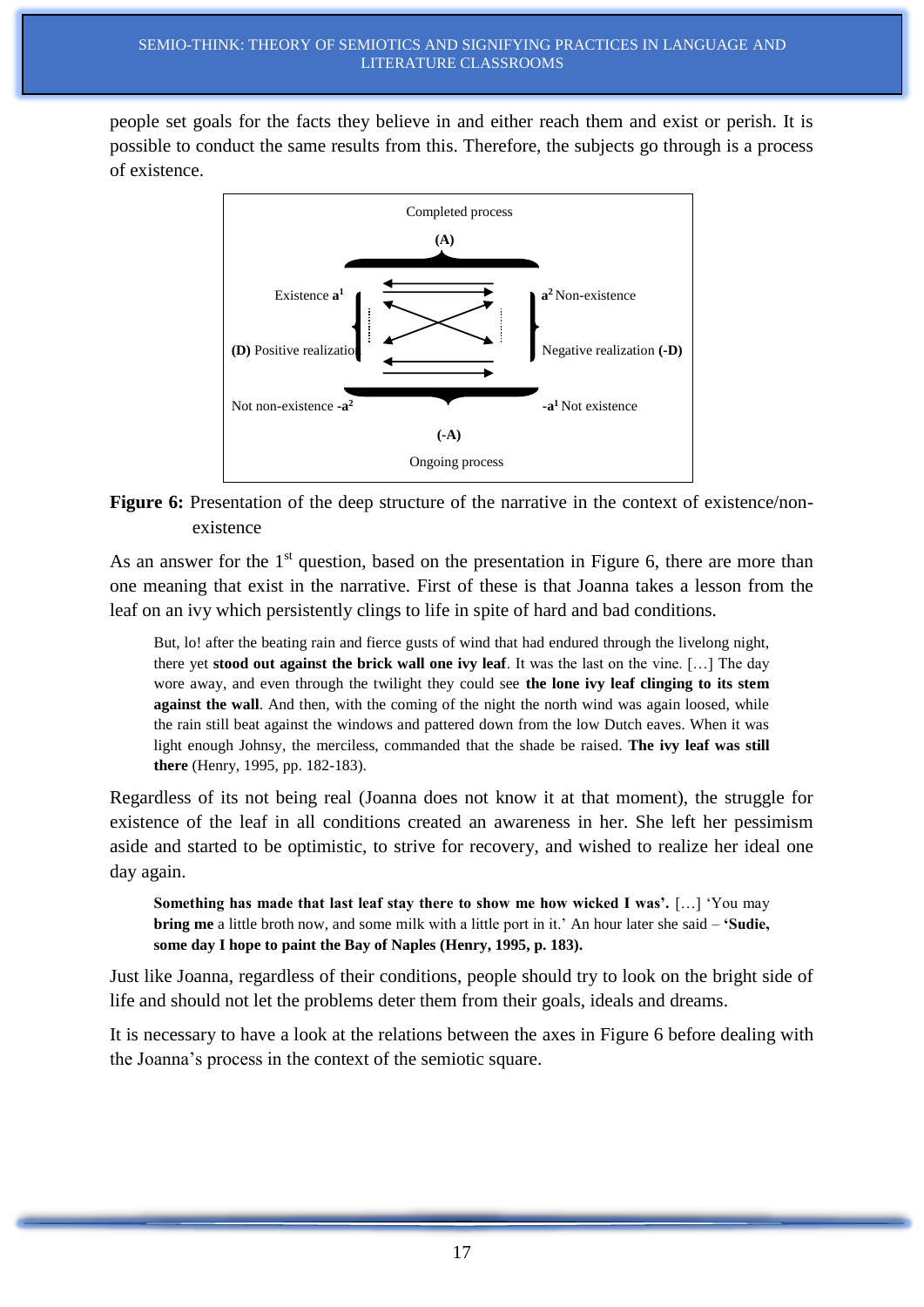people set goals for the facts they believe in and either reach them and exist or perish. It is possible to conduct the same results from this. Therefore, the subjects go through is a process of existence.

Completed process

**(A)**

Existence **a**[1]

**a**[2] Non-existence

**(D)** Positive realization

Negative realization **(-D)**

Not non-existence **-a**[2]

**-a**[1] Not existence

**(-A)**

Ongoing process

**Figure 6:** Presentation of the deep structure of the narrative in the context of existence/non-existence

As an answer for the 1st question, based on the presentation in Figure 6, there are more than one meaning that exist in the narrative. First of these is that Joanna takes a lesson from the leaf on an ivy which persistently clings to life in spite of hard and bad conditions.

> But, lo! after the beating rain and fierce gusts of wind that had endured through the livelong night, there yet **stood out against the brick wall one ivy leaf**. It was the last on the vine. […] The day wore away, and even through the twilight they could see **the lone ivy leaf clinging to its stem against the wall**. And then, with the coming of the night the north wind was again loosed, while the rain still beat against the windows and pattered down from the low Dutch eaves. When it was light enough Johnsy, the merciless, commanded that the shade be raised. **The ivy leaf was still there** (Henry, 1995, pp. 182-183).

Regardless of its not being real (Joanna does not know it at that moment), the struggle for existence of the leaf in all conditions created an awareness in her. She left her pessimism aside and started to be optimistic, to strive for recovery, and wished to realize her ideal one day again.

> **Something has made that last leaf stay there to show me how wicked I was'.** […] 'You may **bring me** a little broth now, and some milk with a little port in it.' An hour later she said – **'Sudie, some day I hope to paint the Bay of Naples (Henry, 1995, p. 183).**

Just like Joanna, regardless of their conditions, people should try to look on the bright side of life and should not let the problems deter them from their goals, ideals and dreams.

It is necessary to have a look at the relations between the axes in Figure 6 before dealing with the Joanna's process in the context of the semiotic square.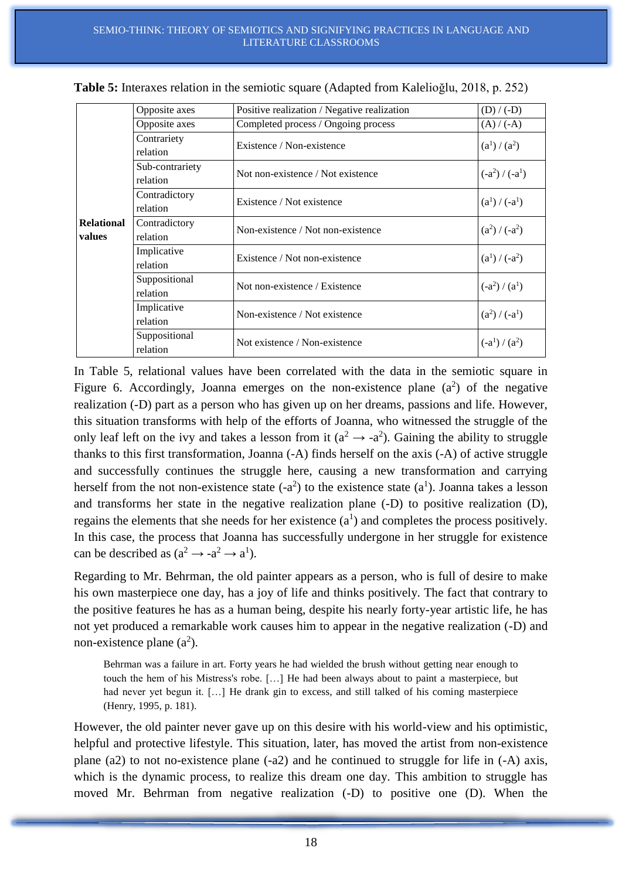**Table 5:** Interaxes relation in the semiotic square (Adapted from Kalelioğlu, 2018, p. 252)

| | | | |
|---|---|---|---|
| **Relational values** | Opposite axes | Positive realization / Negative realization | (D) / (-D) |
| | Opposite axes | Completed process / Ongoing process | (A) / (-A) |
| | Contrariety relation | Existence / Non-existence | $(a^1)$ / $(a^2)$ |
| | Sub-contrariety relation | Not non-existence / Not existence | $(-a^2)$ / $(-a^1)$ |
| | Contradictory relation | Existence / Not existence | $(a^1)$ / $(-a^1)$ |
| | Contradictory relation | Non-existence / Not non-existence | $(a^2)$ / $(-a^2)$ |
| | Implicative relation | Existence / Not non-existence | $(a^1)$ / $(-a^2)$ |
| | Suppositional relation | Not non-existence / Existence | $(-a^2)$ / $(a^1)$ |
| | Implicative relation | Non-existence / Not existence | $(a^2)$ / $(-a^1)$ |
| | Suppositional relation | Not existence / Non-existence | $(-a^1)$ / $(a^2)$ |

In Table 5, relational values have been correlated with the data in the semiotic square in Figure 6. Accordingly, Joanna emerges on the non-existence plane $(a^2)$ of the negative realization (-D) part as a person who has given up on her dreams, passions and life. However, this situation transforms with help of the efforts of Joanna, who witnessed the struggle of the only leaf left on the ivy and takes a lesson from it $(a^2 \rightarrow -a^2)$. Gaining the ability to struggle thanks to this first transformation, Joanna (-A) finds herself on the axis (-A) of active struggle and successfully continues the struggle here, causing a new transformation and carrying herself from the not non-existence state $(-a^2)$ to the existence state $(a^1)$. Joanna takes a lesson and transforms her state in the negative realization plane (-D) to positive realization (D), regains the elements that she needs for her existence $(a^1)$ and completes the process positively. In this case, the process that Joanna has successfully undergone in her struggle for existence can be described as $(a^2 \rightarrow -a^2 \rightarrow a^1)$.

Regarding to Mr. Behrman, the old painter appears as a person, who is full of desire to make his own masterpiece one day, has a joy of life and thinks positively. The fact that contrary to the positive features he has as a human being, despite his nearly forty-year artistic life, he has not yet produced a remarkable work causes him to appear in the negative realization (-D) and non-existence plane $(a^2)$.

> Behrman was a failure in art. Forty years he had wielded the brush without getting near enough to touch the hem of his Mistress's robe. […] He had been always about to paint a masterpiece, but had never yet begun it. […] He drank gin to excess, and still talked of his coming masterpiece (Henry, 1995, p. 181).

However, the old painter never gave up on this desire with his world-view and his optimistic, helpful and protective lifestyle. This situation, later, has moved the artist from non-existence plane (a2) to not no-existence plane (-a2) and he continued to struggle for life in (-A) axis, which is the dynamic process, to realize this dream one day. This ambition to struggle has moved Mr. Behrman from negative realization (-D) to positive one (D). When the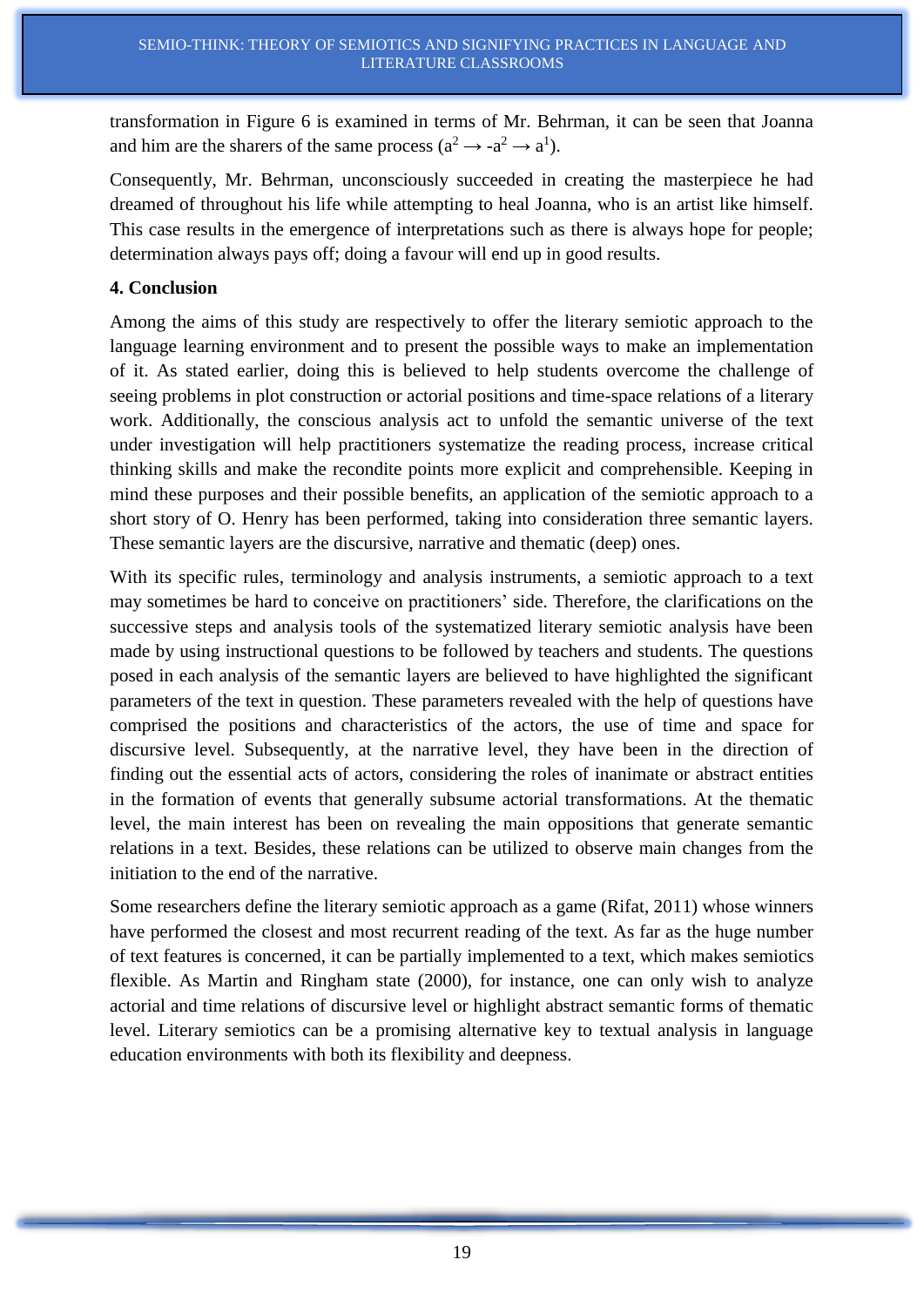transformation in Figure 6 is examined in terms of Mr. Behrman, it can be seen that Joanna and him are the sharers of the same process ($a^2 \rightarrow -a^2 \rightarrow a^1$).

Consequently, Mr. Behrman, unconsciously succeeded in creating the masterpiece he had dreamed of throughout his life while attempting to heal Joanna, who is an artist like himself. This case results in the emergence of interpretations such as there is always hope for people; determination always pays off; doing a favour will end up in good results.

## 4. Conclusion

Among the aims of this study are respectively to offer the literary semiotic approach to the language learning environment and to present the possible ways to make an implementation of it. As stated earlier, doing this is believed to help students overcome the challenge of seeing problems in plot construction or actorial positions and time-space relations of a literary work. Additionally, the conscious analysis act to unfold the semantic universe of the text under investigation will help practitioners systematize the reading process, increase critical thinking skills and make the recondite points more explicit and comprehensible. Keeping in mind these purposes and their possible benefits, an application of the semiotic approach to a short story of O. Henry has been performed, taking into consideration three semantic layers. These semantic layers are the discursive, narrative and thematic (deep) ones.

With its specific rules, terminology and analysis instruments, a semiotic approach to a text may sometimes be hard to conceive on practitioners' side. Therefore, the clarifications on the successive steps and analysis tools of the systematized literary semiotic analysis have been made by using instructional questions to be followed by teachers and students. The questions posed in each analysis of the semantic layers are believed to have highlighted the significant parameters of the text in question. These parameters revealed with the help of questions have comprised the positions and characteristics of the actors, the use of time and space for discursive level. Subsequently, at the narrative level, they have been in the direction of finding out the essential acts of actors, considering the roles of inanimate or abstract entities in the formation of events that generally subsume actorial transformations. At the thematic level, the main interest has been on revealing the main oppositions that generate semantic relations in a text. Besides, these relations can be utilized to observe main changes from the initiation to the end of the narrative.

Some researchers define the literary semiotic approach as a game (Rifat, 2011) whose winners have performed the closest and most recurrent reading of the text. As far as the huge number of text features is concerned, it can be partially implemented to a text, which makes semiotics flexible. As Martin and Ringham state (2000), for instance, one can only wish to analyze actorial and time relations of discursive level or highlight abstract semantic forms of thematic level. Literary semiotics can be a promising alternative key to textual analysis in language education environments with both its flexibility and deepness.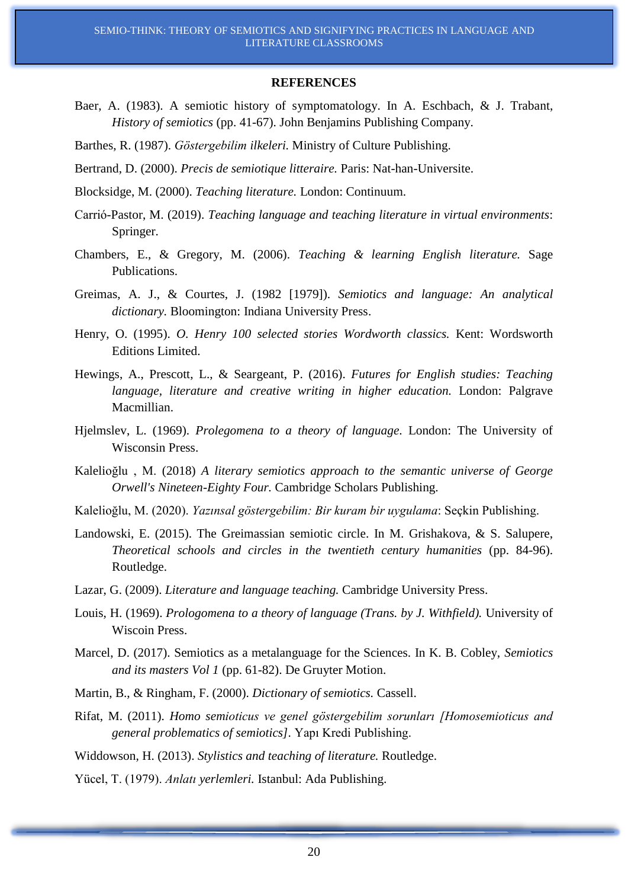## REFERENCES

Baer, A. (1983). A semiotic history of symptomatology. In A. Eschbach, & J. Trabant, *History of semiotics* (pp. 41-67). John Benjamins Publishing Company.

Barthes, R. (1987). *Göstergebilim ilkeleri.* Ministry of Culture Publishing.

Bertrand, D. (2000). *Precis de semiotique litteraire.* Paris: Nat-han-Universite.

Blocksidge, M. (2000). *Teaching literature.* London: Continuum.

Carrió-Pastor, M. (2019). *Teaching language and teaching literature in virtual environments*: Springer.

Chambers, E., & Gregory, M. (2006). *Teaching & learning English literature.* Sage Publications.

Greimas, A. J., & Courtes, J. (1982 [1979]). *Semiotics and language: An analytical dictionary.* Bloomington: Indiana University Press.

Henry, O. (1995). *O. Henry 100 selected stories Wordworth classics.* Kent: Wordsworth Editions Limited.

Hewings, A., Prescott, L., & Seargeant, P. (2016). *Futures for English studies: Teaching language, literature and creative writing in higher education.* London: Palgrave Macmillian.

Hjelmslev, L. (1969). *Prolegomena to a theory of language.* London: The University of Wisconsin Press.

Kalelioğlu , M. (2018) *A literary semiotics approach to the semantic universe of George Orwell's Nineteen-Eighty Four.* Cambridge Scholars Publishing.

Kalelioğlu, M. (2020). *Yazınsal göstergebilim: Bir kuram bir uygulama*: Seçkin Publishing.

Landowski, E. (2015). The Greimassian semiotic circle. In M. Grishakova, & S. Salupere, *Theoretical schools and circles in the twentieth century humanities* (pp. 84-96). Routledge.

Lazar, G. (2009). *Literature and language teaching.* Cambridge University Press.

Louis, H. (1969). *Prologomena to a theory of language (Trans. by J. Withfield).* University of Wiscoin Press.

Marcel, D. (2017). Semiotics as a metalanguage for the Sciences. In K. B. Cobley, *Semiotics and its masters Vol 1* (pp. 61-82). De Gruyter Motion.

Martin, B., & Ringham, F. (2000). *Dictionary of semiotics.* Cassell.

Rifat, M. (2011). *Homo semioticus ve genel göstergebilim sorunları [Homosemioticus and general problematics of semiotics]*. Yapı Kredi Publishing.

Widdowson, H. (2013). *Stylistics and teaching of literature.* Routledge.

Yücel, T. (1979). *Anlatı yerlemleri.* Istanbul: Ada Publishing.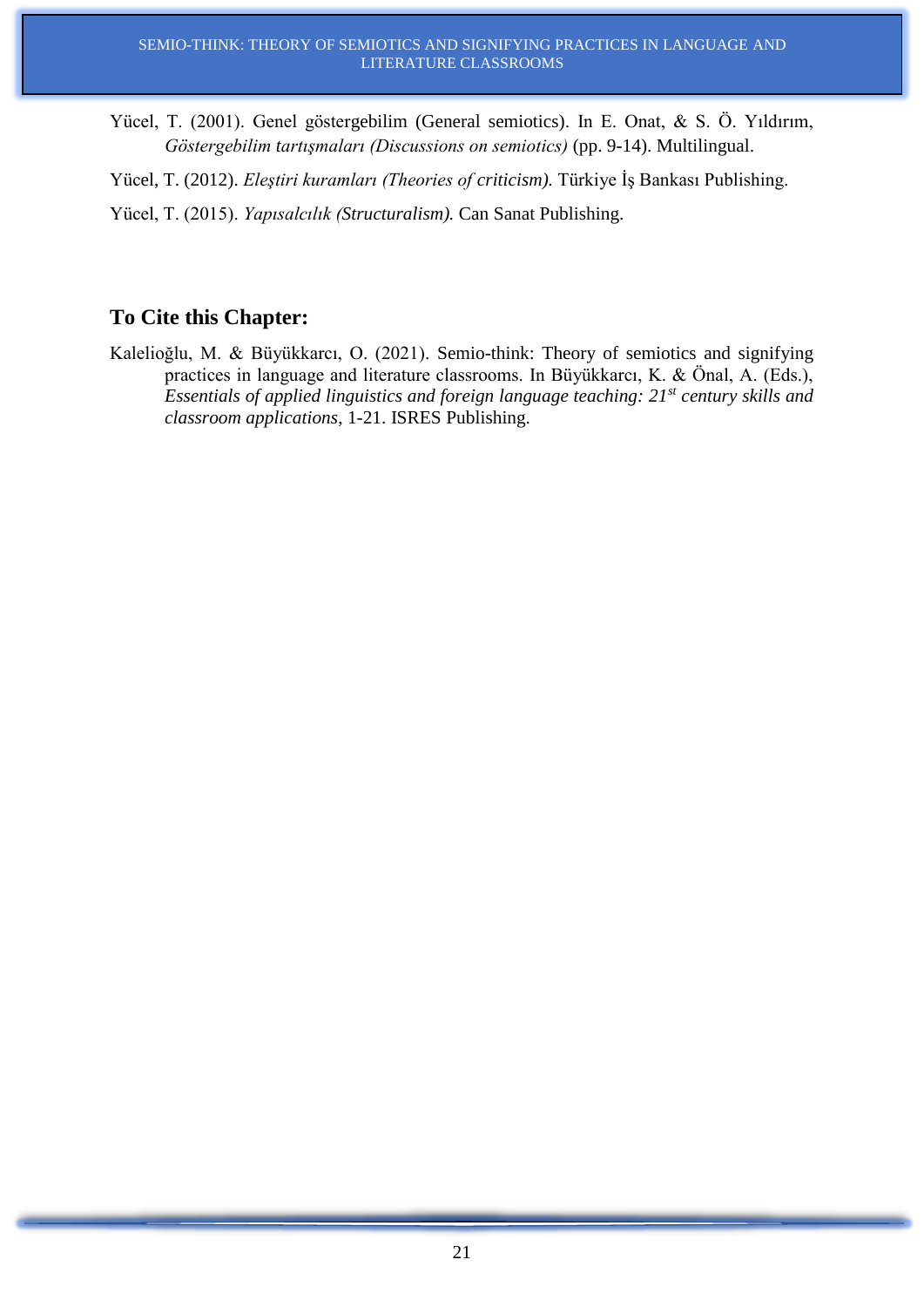Yücel, T. (2001). Genel göstergebilim (General semiotics). In E. Onat, & S. Ö. Yıldırım, *Göstergebilim tartışmaları (Discussions on semiotics)* (pp. 9-14). Multilingual.

Yücel, T. (2012). *Eleştiri kuramları (Theories of criticism).* Türkiye İş Bankası Publishing.

Yücel, T. (2015). *Yapısalcılık (Structuralism).* Can Sanat Publishing.

## To Cite this Chapter:

Kalelioğlu, M. & Büyükkarcı, O. (2021). Semio-think: Theory of semiotics and signifying practices in language and literature classrooms. In Büyükkarcı, K. & Önal, A. (Eds.), *Essentials of applied linguistics and foreign language teaching: 21st century skills and classroom applications*, 1-21. ISRES Publishing.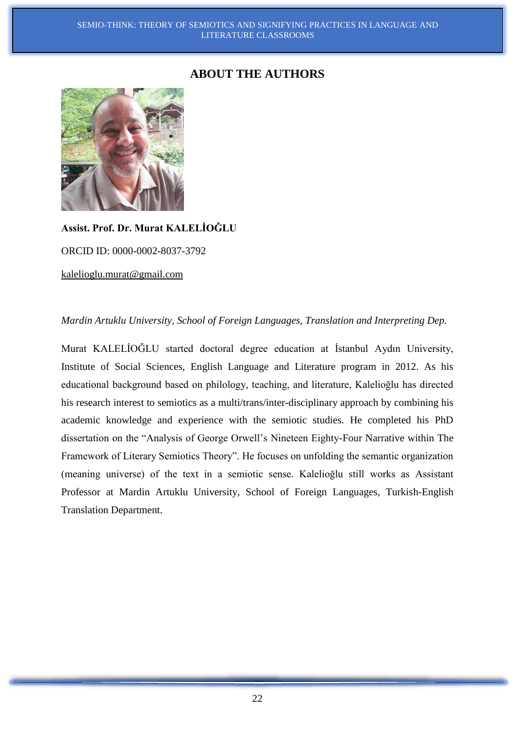## ABOUT THE AUTHORS

**Assist. Prof. Dr. Murat KALELİOĞLU**

ORCID ID: 0000-0002-8037-3792

kalelioglu.murat@gmail.com

*Mardin Artuklu University, School of Foreign Languages, Translation and Interpreting Dep.*

Murat KALELİOĞLU started doctoral degree education at İstanbul Aydın University, Institute of Social Sciences, English Language and Literature program in 2012. As his educational background based on philology, teaching, and literature, Kalelioğlu has directed his research interest to semiotics as a multi/trans/inter-disciplinary approach by combining his academic knowledge and experience with the semiotic studies. He completed his PhD dissertation on the "Analysis of George Orwell's Nineteen Eighty-Four Narrative within The Framework of Literary Semiotics Theory". He focuses on unfolding the semantic organization (meaning universe) of the text in a semiotic sense. Kalelioğlu still works as Assistant Professor at Mardin Artuklu University, School of Foreign Languages, Turkish-English Translation Department.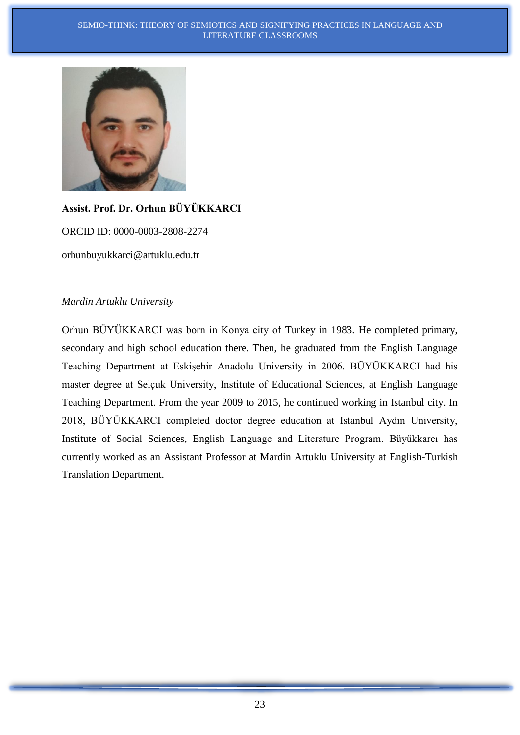**Assist. Prof. Dr. Orhun BÜYÜKKARCI**

ORCID ID: 0000-0003-2808-2274

orhunbuyukkarci@artuklu.edu.tr

*Mardin Artuklu University*

Orhun BÜYÜKKARCI was born in Konya city of Turkey in 1983. He completed primary, secondary and high school education there. Then, he graduated from the English Language Teaching Department at Eskişehir Anadolu University in 2006. BÜYÜKKARCI had his master degree at Selçuk University, Institute of Educational Sciences, at English Language Teaching Department. From the year 2009 to 2015, he continued working in Istanbul city. In 2018, BÜYÜKKARCI completed doctor degree education at Istanbul Aydın University, Institute of Social Sciences, English Language and Literature Program. Büyükkarcı has currently worked as an Assistant Professor at Mardin Artuklu University at English-Turkish Translation Department.